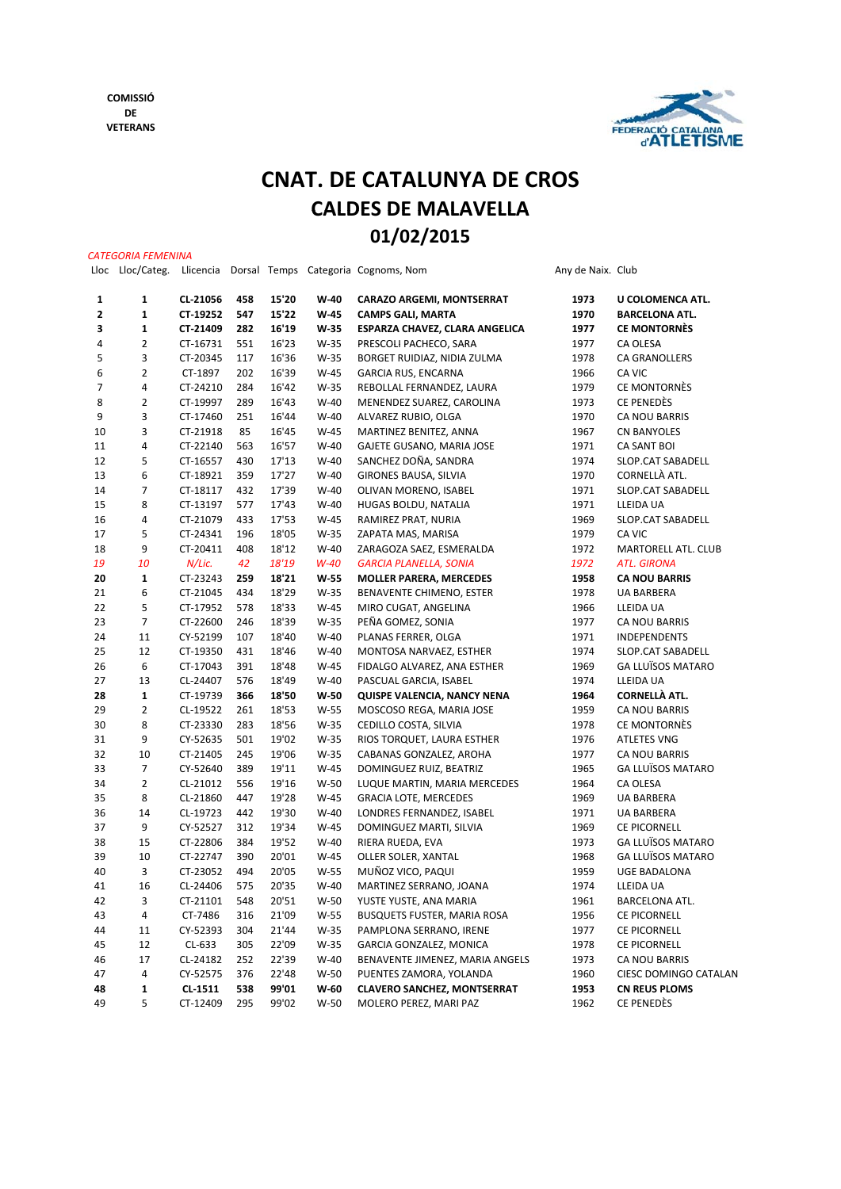**COMISSIÓ DE VETERANS**

FEDERACIÓ CATALANA d'ATLETISME

# CNAT. DE CATALUNYA DE CROS

## CALDES DE MALAVELLA

## 01/02/2015

*CATEGORIA FEMENINA*

| Lloc | Lloc/Categ. | Llicencia | Dorsal | Temps | Categoria | Cognoms, Nom | Any de Naix. | Club |
|---|---|---|---|---|---|---|---|---|
| **1** | **1** | **CL-21056** | **458** | **15'20** | **W-40** | **CARAZO ARGEMI, MONTSERRAT** | **1973** | **U COLOMENCA ATL.** |
| **2** | **1** | **CT-19252** | **547** | **15'22** | **W-45** | **CAMPS GALI, MARTA** | **1970** | **BARCELONA ATL.** |
| **3** | **1** | **CT-21409** | **282** | **16'19** | **W-35** | **ESPARZA CHAVEZ, CLARA ANGELICA** | **1977** | **CE MONTORNÈS** |
| 4 | 2 | CT-16731 | 551 | 16'23 | W-35 | PRESCOLI PACHECO, SARA | 1977 | CA OLESA |
| 5 | 3 | CT-20345 | 117 | 16'36 | W-35 | BORGET RUIDIAZ, NIDIA ZULMA | 1978 | CA GRANOLLERS |
| 6 | 2 | CT-1897 | 202 | 16'39 | W-45 | GARCIA RUS, ENCARNA | 1966 | CA VIC |
| 7 | 4 | CT-24210 | 284 | 16'42 | W-35 | REBOLLAL FERNANDEZ, LAURA | 1979 | CE MONTORNÈS |
| 8 | 2 | CT-19997 | 289 | 16'43 | W-40 | MENENDEZ SUAREZ, CAROLINA | 1973 | CE PENEDÈS |
| 9 | 3 | CT-17460 | 251 | 16'44 | W-40 | ALVAREZ RUBIO, OLGA | 1970 | CA NOU BARRIS |
| 10 | 3 | CT-21918 | 85 | 16'45 | W-45 | MARTINEZ BENITEZ, ANNA | 1967 | CN BANYOLES |
| 11 | 4 | CT-22140 | 563 | 16'57 | W-40 | GAJETE GUSANO, MARIA JOSE | 1971 | CA SANT BOI |
| 12 | 5 | CT-16557 | 430 | 17'13 | W-40 | SANCHEZ DOÑA, SANDRA | 1974 | SLOP.CAT SABADELL |
| 13 | 6 | CT-18921 | 359 | 17'27 | W-40 | GIRONES BAUSA, SILVIA | 1970 | CORNELLÀ ATL. |
| 14 | 7 | CT-18117 | 432 | 17'39 | W-40 | OLIVAN MORENO, ISABEL | 1971 | SLOP.CAT SABADELL |
| 15 | 8 | CT-13197 | 577 | 17'43 | W-40 | HUGAS BOLDU, NATALIA | 1971 | LLEIDA UA |
| 16 | 4 | CT-21079 | 433 | 17'53 | W-45 | RAMIREZ PRAT, NURIA | 1969 | SLOP.CAT SABADELL |
| 17 | 5 | CT-24341 | 196 | 18'05 | W-35 | ZAPATA MAS, MARISA | 1979 | CA VIC |
| 18 | 9 | CT-20411 | 408 | 18'12 | W-40 | ZARAGOZA SAEZ, ESMERALDA | 1972 | MARTORELL ATL. CLUB |
| *19* | *10* | *N/Lic.* | *42* | *18'19* | *W-40* | *GARCIA PLANELLA, SONIA* | *1972* | *ATL. GIRONA* |
| **20** | **1** | CT-23243 | **259** | **18'21** | **W-55** | **MOLLER PARERA, MERCEDES** | **1958** | **CA NOU BARRIS** |
| 21 | 6 | CT-21045 | 434 | 18'29 | W-35 | BENAVENTE CHIMENO, ESTER | 1978 | UA BARBERA |
| 22 | 5 | CT-17952 | 578 | 18'33 | W-45 | MIRO CUGAT, ANGELINA | 1966 | LLEIDA UA |
| 23 | 7 | CT-22600 | 246 | 18'39 | W-35 | PEÑA GOMEZ, SONIA | 1977 | CA NOU BARRIS |
| 24 | 11 | CY-52199 | 107 | 18'40 | W-40 | PLANAS FERRER, OLGA | 1971 | INDEPENDENTS |
| 25 | 12 | CT-19350 | 431 | 18'46 | W-40 | MONTOSA NARVAEZ, ESTHER | 1974 | SLOP.CAT SABADELL |
| 26 | 6 | CT-17043 | 391 | 18'48 | W-45 | FIDALGO ALVAREZ, ANA ESTHER | 1969 | GA LLUÏSOS MATARO |
| 27 | 13 | CL-24407 | 576 | 18'49 | W-40 | PASCUAL GARCIA, ISABEL | 1974 | LLEIDA UA |
| **28** | **1** | CT-19739 | **366** | **18'50** | **W-50** | **QUISPE VALENCIA, NANCY NENA** | **1964** | **CORNELLÀ ATL.** |
| 29 | 2 | CL-19522 | 261 | 18'53 | W-55 | MOSCOSO REGA, MARIA JOSE | 1959 | CA NOU BARRIS |
| 30 | 8 | CT-23330 | 283 | 18'56 | W-35 | CEDILLO COSTA, SILVIA | 1978 | CE MONTORNÈS |
| 31 | 9 | CY-52635 | 501 | 19'02 | W-35 | RIOS TORQUET, LAURA ESTHER | 1976 | ATLETES VNG |
| 32 | 10 | CT-21405 | 245 | 19'06 | W-35 | CABANAS GONZALEZ, AROHA | 1977 | CA NOU BARRIS |
| 33 | 7 | CY-52640 | 389 | 19'11 | W-45 | DOMINGUEZ RUIZ, BEATRIZ | 1965 | GA LLUÏSOS MATARO |
| 34 | 2 | CL-21012 | 556 | 19'16 | W-50 | LUQUE MARTIN, MARIA MERCEDES | 1964 | CA OLESA |
| 35 | 8 | CL-21860 | 447 | 19'28 | W-45 | GRACIA LOTE, MERCEDES | 1969 | UA BARBERA |
| 36 | 14 | CL-19723 | 442 | 19'30 | W-40 | LONDRES FERNANDEZ, ISABEL | 1971 | UA BARBERA |
| 37 | 9 | CY-52527 | 312 | 19'34 | W-45 | DOMINGUEZ MARTI, SILVIA | 1969 | CE PICORNELL |
| 38 | 15 | CT-22806 | 384 | 19'52 | W-40 | RIERA RUEDA, EVA | 1973 | GA LLUÏSOS MATARO |
| 39 | 10 | CT-22747 | 390 | 20'01 | W-45 | OLLER SOLER, XANTAL | 1968 | GA LLUÏSOS MATARO |
| 40 | 3 | CT-23052 | 494 | 20'05 | W-55 | MUÑOZ VICO, PAQUI | 1959 | UGE BADALONA |
| 41 | 16 | CL-24406 | 575 | 20'35 | W-40 | MARTINEZ SERRANO, JOANA | 1974 | LLEIDA UA |
| 42 | 3 | CT-21101 | 548 | 20'51 | W-50 | YUSTE YUSTE, ANA MARIA | 1961 | BARCELONA ATL. |
| 43 | 4 | CT-7486 | 316 | 21'09 | W-55 | BUSQUETS FUSTER, MARIA ROSA | 1956 | CE PICORNELL |
| 44 | 11 | CY-52393 | 304 | 21'44 | W-35 | PAMPLONA SERRANO, IRENE | 1977 | CE PICORNELL |
| 45 | 12 | CL-633 | 305 | 22'09 | W-35 | GARCIA GONZALEZ, MONICA | 1978 | CE PICORNELL |
| 46 | 17 | CL-24182 | 252 | 22'39 | W-40 | BENAVENTE JIMENEZ, MARIA ANGELS | 1973 | CA NOU BARRIS |
| 47 | 4 | CY-52575 | 376 | 22'48 | W-50 | PUENTES ZAMORA, YOLANDA | 1960 | CIESC DOMINGO CATALAN |
| **48** | **1** | **CL-1511** | **538** | **99'01** | **W-60** | **CLAVERO SANCHEZ, MONTSERRAT** | **1953** | **CN REUS PLOMS** |
| 49 | 5 | CT-12409 | 295 | 99'02 | W-50 | MOLERO PEREZ, MARI PAZ | 1962 | CE PENEDÈS |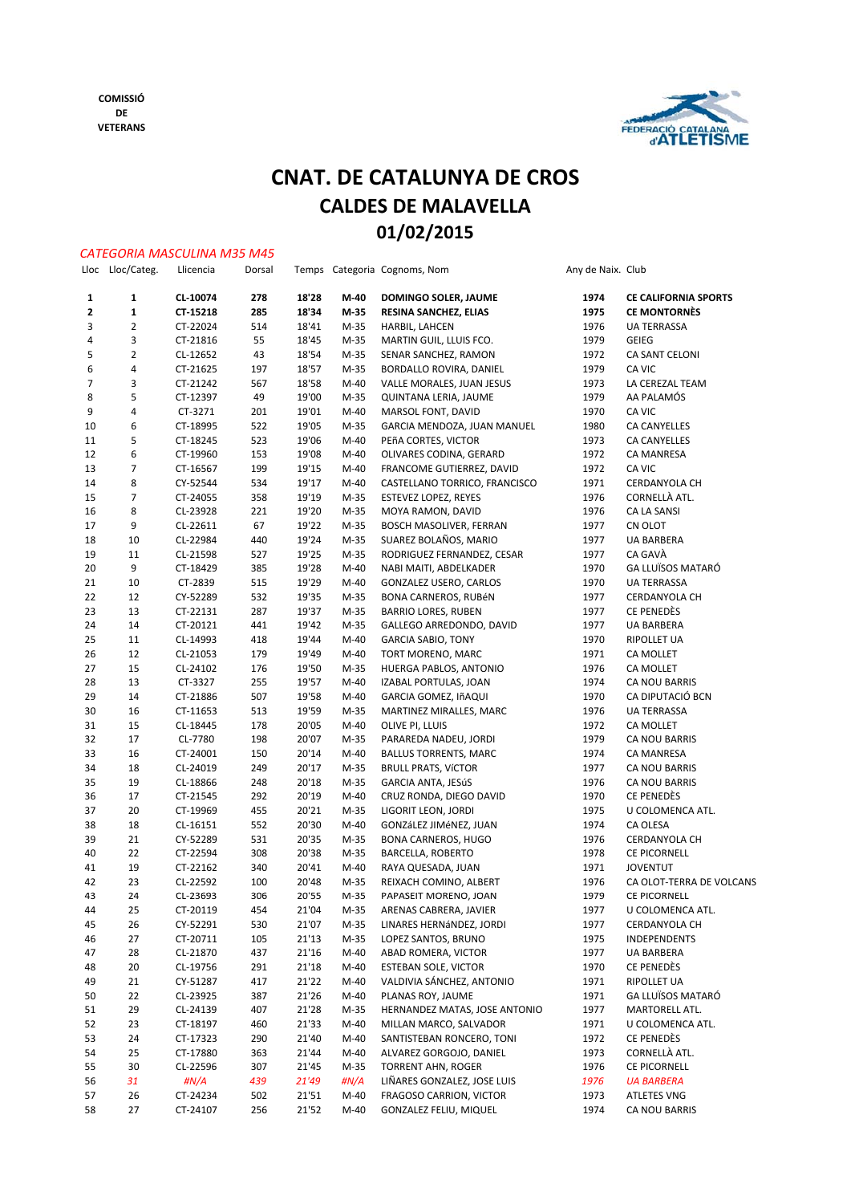**COMISSIÓ DE VETERANS**

FEDERACIÓ CATALANA d'ATLETISME

# CNAT. DE CATALUNYA DE CROS
# CALDES DE MALAVELLA
# 01/02/2015

*CATEGORIA MASCULINA M35 M45*

| Lloc | Lloc/Categ. | Llicencia | Dorsal | Temps | Categoria | Cognoms, Nom | Any de Naix. | Club |
|---|---|---|---|---|---|---|---|---|
| **1** | **1** | **CL-10074** | **278** | **18'28** | **M-40** | **DOMINGO SOLER, JAUME** | **1974** | **CE CALIFORNIA SPORTS** |
| **2** | **1** | **CT-15218** | **285** | **18'34** | **M-35** | **RESINA SANCHEZ, ELIAS** | **1975** | **CE MONTORNÈS** |
| 3 | 2 | CT-22024 | 514 | 18'41 | M-35 | HARBIL, LAHCEN | 1976 | UA TERRASSA |
| 4 | 3 | CT-21816 | 55 | 18'45 | M-35 | MARTIN GUIL, LLUIS FCO. | 1979 | GEIEG |
| 5 | 2 | CL-12652 | 43 | 18'54 | M-35 | SENAR SANCHEZ, RAMON | 1972 | CA SANT CELONI |
| 6 | 4 | CT-21625 | 197 | 18'57 | M-35 | BORDALLO ROVIRA, DANIEL | 1979 | CA VIC |
| 7 | 3 | CT-21242 | 567 | 18'58 | M-40 | VALLE MORALES, JUAN JESUS | 1973 | LA CEREZAL TEAM |
| 8 | 5 | CT-12397 | 49 | 19'00 | M-35 | QUINTANA LERIA, JAUME | 1979 | AA PALAMÓS |
| 9 | 4 | CT-3271 | 201 | 19'01 | M-40 | MARSOL FONT, DAVID | 1970 | CA VIC |
| 10 | 6 | CT-18995 | 522 | 19'05 | M-35 | GARCIA MENDOZA, JUAN MANUEL | 1980 | CA CANYELLES |
| 11 | 5 | CT-18245 | 523 | 19'06 | M-40 | PEñA CORTES, VICTOR | 1973 | CA CANYELLES |
| 12 | 6 | CT-19960 | 153 | 19'08 | M-40 | OLIVARES CODINA, GERARD | 1972 | CA MANRESA |
| 13 | 7 | CT-16567 | 199 | 19'15 | M-40 | FRANCOME GUTIERREZ, DAVID | 1972 | CA VIC |
| 14 | 8 | CY-52544 | 534 | 19'17 | M-40 | CASTELLANO TORRICO, FRANCISCO | 1971 | CERDANYOLA CH |
| 15 | 7 | CT-24055 | 358 | 19'19 | M-35 | ESTEVEZ LOPEZ, REYES | 1976 | CORNELLÀ ATL. |
| 16 | 8 | CL-23928 | 221 | 19'20 | M-35 | MOYA RAMON, DAVID | 1976 | CA LA SANSI |
| 17 | 9 | CL-22611 | 67 | 19'22 | M-35 | BOSCH MASCAROLAS, FERRAN | 1977 | CN OLOT |
| 18 | 10 | CL-22984 | 440 | 19'24 | M-35 | SUAREZ BOLAÑOS, MARIO | 1977 | UA BARBERA |
| 19 | 11 | CL-21598 | 527 | 19'25 | M-35 | RODRIGUEZ FERNANDEZ, CESAR | 1977 | CA GAVÀ |
| 20 | 9 | CT-18429 | 385 | 19'28 | M-40 | NABI MAITI, ABDELKADER | 1970 | GA LLUÏSOS MATARÓ |
| 21 | 10 | CT-2839 | 515 | 19'29 | M-40 | GONZALEZ USERO, CARLOS | 1970 | UA TERRASSA |
| 22 | 12 | CY-52289 | 532 | 19'35 | M-35 | BONA CARNEROS, RUBéN | 1977 | CERDANYOLA CH |
| 23 | 13 | CT-22131 | 287 | 19'37 | M-35 | BARRIO LORES, RUBEN | 1977 | CE PENEDÈS |
| 24 | 14 | CT-20121 | 441 | 19'42 | M-35 | GALLEGO ARREDONDO, DAVID | 1977 | UA BARBERA |
| 25 | 11 | CL-14993 | 418 | 19'44 | M-40 | GARCIA SABIO, TONY | 1970 | RIPOLLET UA |
| 26 | 12 | CL-21053 | 179 | 19'49 | M-40 | TORT MORENO, MARC | 1971 | CA MOLLET |
| 27 | 15 | CL-24102 | 176 | 19'50 | M-35 | HUERGA PABLOS, ANTONIO | 1976 | CA MOLLET |
| 28 | 13 | CT-3327 | 255 | 19'57 | M-40 | IZABAL PORTULAS, JOAN | 1974 | CA NOU BARRIS |
| 29 | 14 | CT-21886 | 507 | 19'58 | M-40 | GARCIA GOMEZ, IñAQUI | 1970 | CA DIPUTACIÓ BCN |
| 30 | 16 | CT-11653 | 513 | 19'59 | M-35 | MARTINEZ MIRALLES, MARC | 1976 | UA TERRASSA |
| 31 | 15 | CL-18445 | 178 | 20'05 | M-40 | OLIVE PI, LLUIS | 1972 | CA MOLLET |
| 32 | 17 | CL-7780 | 198 | 20'07 | M-35 | PARAREDA NADEU, JORDI | 1979 | CA NOU BARRIS |
| 33 | 16 | CT-24001 | 150 | 20'14 | M-40 | BALLUS TORRENTS, MARC | 1974 | CA MANRESA |
| 34 | 18 | CL-24019 | 249 | 20'17 | M-35 | BRULL PRATS, VíCTOR | 1977 | CA NOU BARRIS |
| 35 | 19 | CL-18866 | 248 | 20'18 | M-35 | GARCIA ANTA, JESúS | 1976 | CA NOU BARRIS |
| 36 | 17 | CT-21545 | 292 | 20'19 | M-40 | CRUZ RONDA, DIEGO DAVID | 1970 | CE PENEDÈS |
| 37 | 20 | CT-19969 | 455 | 20'21 | M-35 | LIGORIT LEON, JORDI | 1975 | U COLOMENCA ATL. |
| 38 | 18 | CL-16151 | 552 | 20'30 | M-40 | GONZáLEZ JIMéNEZ, JUAN | 1974 | CA OLESA |
| 39 | 21 | CY-52289 | 531 | 20'35 | M-35 | BONA CARNEROS, HUGO | 1976 | CERDANYOLA CH |
| 40 | 22 | CT-22594 | 308 | 20'38 | M-35 | BARCELLA, ROBERTO | 1978 | CE PICORNELL |
| 41 | 19 | CT-22162 | 340 | 20'41 | M-40 | RAYA QUESADA, JUAN | 1971 | JOVENTUT |
| 42 | 23 | CL-22592 | 100 | 20'48 | M-35 | REIXACH COMINO, ALBERT | 1976 | CA OLOT-TERRA DE VOLCANS |
| 43 | 24 | CL-23693 | 306 | 20'55 | M-35 | PAPASEIT MORENO, JOAN | 1979 | CE PICORNELL |
| 44 | 25 | CT-20119 | 454 | 21'04 | M-35 | ARENAS CABRERA, JAVIER | 1977 | U COLOMENCA ATL. |
| 45 | 26 | CY-52291 | 530 | 21'07 | M-35 | LINARES HERNáNDEZ, JORDI | 1977 | CERDANYOLA CH |
| 46 | 27 | CT-20711 | 105 | 21'13 | M-35 | LOPEZ SANTOS, BRUNO | 1975 | INDEPENDENTS |
| 47 | 28 | CL-21870 | 437 | 21'16 | M-40 | ABAD ROMERA, VICTOR | 1977 | UA BARBERA |
| 48 | 20 | CL-19756 | 291 | 21'18 | M-40 | ESTEBAN SOLE, VICTOR | 1970 | CE PENEDÈS |
| 49 | 21 | CY-51287 | 417 | 21'22 | M-40 | VALDIVIA SÁNCHEZ, ANTONIO | 1971 | RIPOLLET UA |
| 50 | 22 | CL-23925 | 387 | 21'26 | M-40 | PLANAS ROY, JAUME | 1971 | GA LLUÏSOS MATARÓ |
| 51 | 29 | CL-24139 | 407 | 21'28 | M-35 | HERNANDEZ MATAS, JOSE ANTONIO | 1977 | MARTORELL ATL. |
| 52 | 23 | CT-18197 | 460 | 21'33 | M-40 | MILLAN MARCO, SALVADOR | 1971 | U COLOMENCA ATL. |
| 53 | 24 | CT-17323 | 290 | 21'40 | M-40 | SANTISTEBAN RONCERO, TONI | 1972 | CE PENEDÈS |
| 54 | 25 | CT-17880 | 363 | 21'44 | M-40 | ALVAREZ GORGOJO, DANIEL | 1973 | CORNELLÀ ATL. |
| 55 | 30 | CL-22596 | 307 | 21'45 | M-35 | TORRENT AHN, ROGER | 1976 | CE PICORNELL |
| 56 | *31* | *#N/A* | *439* | *21'49* | *#N/A* | LIÑARES GONZALEZ, JOSE LUIS | *1976* | *UA BARBERA* |
| 57 | 26 | CT-24234 | 502 | 21'51 | M-40 | FRAGOSO CARRION, VICTOR | 1973 | ATLETES VNG |
| 58 | 27 | CT-24107 | 256 | 21'52 | M-40 | GONZALEZ FELIU, MIQUEL | 1974 | CA NOU BARRIS |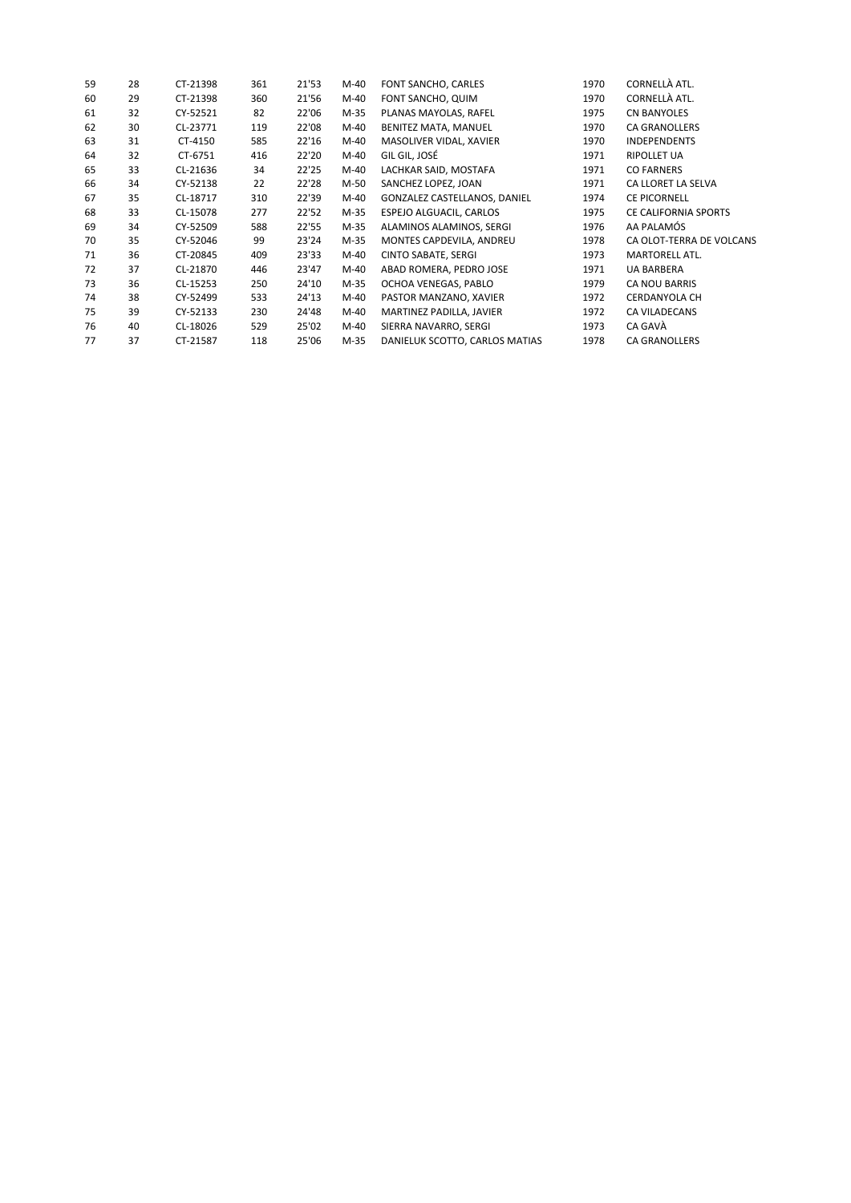| | | | | | | | | |
|---|---|---|---|---|---|---|---|---|
| 59 | 28 | CT-21398 | 361 | 21'53 | M-40 | FONT SANCHO, CARLES | 1970 | CORNELLÀ ATL. |
| 60 | 29 | CT-21398 | 360 | 21'56 | M-40 | FONT SANCHO, QUIM | 1970 | CORNELLÀ ATL. |
| 61 | 32 | CY-52521 | 82 | 22'06 | M-35 | PLANAS MAYOLAS, RAFEL | 1975 | CN BANYOLES |
| 62 | 30 | CL-23771 | 119 | 22'08 | M-40 | BENITEZ MATA, MANUEL | 1970 | CA GRANOLLERS |
| 63 | 31 | CT-4150 | 585 | 22'16 | M-40 | MASOLIVER VIDAL, XAVIER | 1970 | INDEPENDENTS |
| 64 | 32 | CT-6751 | 416 | 22'20 | M-40 | GIL GIL, JOSÉ | 1971 | RIPOLLET UA |
| 65 | 33 | CL-21636 | 34 | 22'25 | M-40 | LACHKAR SAID, MOSTAFA | 1971 | CO FARNERS |
| 66 | 34 | CY-52138 | 22 | 22'28 | M-50 | SANCHEZ LOPEZ, JOAN | 1971 | CA LLORET LA SELVA |
| 67 | 35 | CL-18717 | 310 | 22'39 | M-40 | GONZALEZ CASTELLANOS, DANIEL | 1974 | CE PICORNELL |
| 68 | 33 | CL-15078 | 277 | 22'52 | M-35 | ESPEJO ALGUACIL, CARLOS | 1975 | CE CALIFORNIA SPORTS |
| 69 | 34 | CY-52509 | 588 | 22'55 | M-35 | ALAMINOS ALAMINOS, SERGI | 1976 | AA PALAMÓS |
| 70 | 35 | CY-52046 | 99 | 23'24 | M-35 | MONTES CAPDEVILA, ANDREU | 1978 | CA OLOT-TERRA DE VOLCANS |
| 71 | 36 | CT-20845 | 409 | 23'33 | M-40 | CINTO SABATE, SERGI | 1973 | MARTORELL ATL. |
| 72 | 37 | CL-21870 | 446 | 23'47 | M-40 | ABAD ROMERA, PEDRO JOSE | 1971 | UA BARBERA |
| 73 | 36 | CL-15253 | 250 | 24'10 | M-35 | OCHOA VENEGAS, PABLO | 1979 | CA NOU BARRIS |
| 74 | 38 | CY-52499 | 533 | 24'13 | M-40 | PASTOR MANZANO, XAVIER | 1972 | CERDANYOLA CH |
| 75 | 39 | CY-52133 | 230 | 24'48 | M-40 | MARTINEZ PADILLA, JAVIER | 1972 | CA VILADECANS |
| 76 | 40 | CL-18026 | 529 | 25'02 | M-40 | SIERRA NAVARRO, SERGI | 1973 | CA GAVÀ |
| 77 | 37 | CT-21587 | 118 | 25'06 | M-35 | DANIELUK SCOTTO, CARLOS MATIAS | 1978 | CA GRANOLLERS |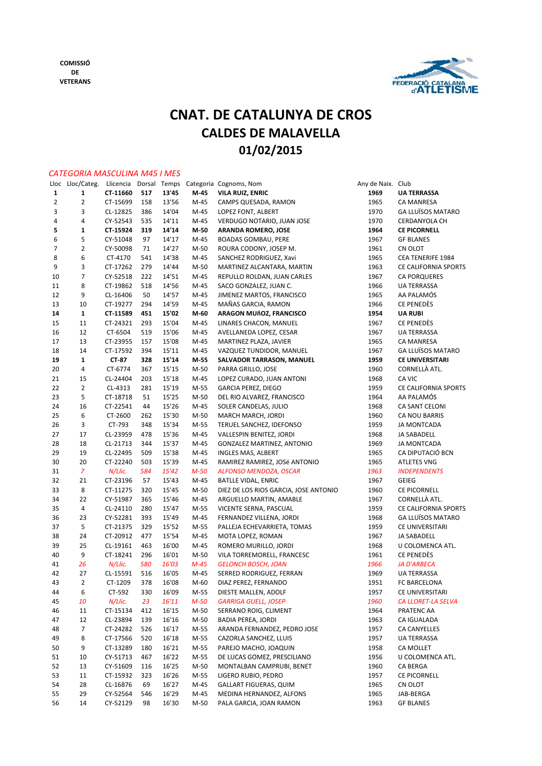COMISSIÓ
DE
VETERANS

# CNAT. DE CATALUNYA DE CROS
# CALDES DE MALAVELLA
# 01/02/2015

*CATEGORIA MASCULINA M45 I MES*

| Lloc | Lloc/Categ. | Llicencia | Dorsal | Temps | Categoria | Cognoms, Nom | Any de Naix. | Club |
|---|---|---|---|---|---|---|---|---|
| **1** | **1** | **CT-11660** | **517** | **13'45** | **M-45** | **VILA RUIZ, ENRIC** | **1969** | **UA TERRASSA** |
| 2 | 2 | CT-15699 | 158 | 13'56 | M-45 | CAMPS QUESADA, RAMON | 1965 | CA MANRESA |
| 3 | 3 | CL-12825 | 386 | 14'04 | M-45 | LOPEZ FONT, ALBERT | 1970 | GA LLUÏSOS MATARO |
| 4 | 4 | CY-52543 | 535 | 14'11 | M-45 | VERDUGO NOTARIO, JUAN JOSE | 1970 | CERDANYOLA CH |
| **5** | **1** | **CT-15924** | **319** | **14'14** | **M-50** | **ARANDA ROMERO, JOSE** | **1964** | **CE PICORNELL** |
| 6 | 5 | CY-51048 | 97 | 14'17 | M-45 | BOADAS GOMBAU, PERE | 1967 | GF BLANES |
| 7 | 2 | CY-50098 | 71 | 14'27 | M-50 | ROURA CODONY, JOSEP M. | 1961 | CN OLOT |
| 8 | 6 | CT-4170 | 541 | 14'38 | M-45 | SANCHEZ RODRIGUEZ, Xavi | 1965 | CEA TENERIFE 1984 |
| 9 | 3 | CT-17262 | 279 | 14'44 | M-50 | MARTINEZ ALCANTARA, MARTIN | 1963 | CE CALIFORNIA SPORTS |
| 10 | 7 | CY-52518 | 222 | 14'51 | M-45 | REPULLO ROLDAN, JUAN CARLES | 1967 | CA PORQUERES |
| 11 | 8 | CT-19862 | 518 | 14'56 | M-45 | SACO GONZALEZ, JUAN C. | 1966 | UA TERRASSA |
| 12 | 9 | CL-16406 | 50 | 14'57 | M-45 | JIMENEZ MARTOS, FRANCISCO | 1965 | AA PALAMÓS |
| 13 | 10 | CT-19277 | 294 | 14'59 | M-45 | MAÑAS GARCIA, RAMON | 1966 | CE PENEDÈS |
| **14** | **1** | **CT-11589** | **451** | **15'02** | **M-60** | **ARAGON MUñOZ, FRANCISCO** | **1954** | **UA RUBI** |
| 15 | 11 | CT-24321 | 293 | 15'04 | M-45 | LINARES CHACON, MANUEL | 1967 | CE PENEDÈS |
| 16 | 12 | CT-6504 | 519 | 15'06 | M-45 | AVELLANEDA LOPEZ, CESAR | 1967 | UA TERRASSA |
| 17 | 13 | CT-23955 | 157 | 15'08 | M-45 | MARTINEZ PLAZA, JAVIER | 1965 | CA MANRESA |
| 18 | 14 | CT-17592 | 394 | 15'11 | M-45 | VAZQUEZ TUNDIDOR, MANUEL | 1967 | GA LLUÏSOS MATARO |
| **19** | **1** | **CT-87** | **328** | **15'14** | **M-55** | **SALVADOR TARRASON, MANUEL** | **1959** | **CE UNIVERSITARI** |
| 20 | 4 | CT-6774 | 367 | 15'15 | M-50 | PARRA GRILLO, JOSE | 1960 | CORNELLÀ ATL. |
| 21 | 15 | CL-24404 | 203 | 15'18 | M-45 | LOPEZ CURADO, JUAN ANTONI | 1968 | CA VIC |
| 22 | 2 | CL-4313 | 281 | 15'19 | M-55 | GARCIA PEREZ, DIEGO | 1959 | CE CALIFORNIA SPORTS |
| 23 | 5 | CT-18718 | 51 | 15'25 | M-50 | DEL RIO ALVAREZ, FRANCISCO | 1964 | AA PALAMÓS |
| 24 | 16 | CT-22541 | 44 | 15'26 | M-45 | SOLER CANDELAS, JULIO | 1968 | CA SANT CELONI |
| 25 | 6 | CT-2600 | 262 | 15'30 | M-50 | MARCH MARCH, JORDI | 1960 | CA NOU BARRIS |
| 26 | 3 | CT-793 | 348 | 15'34 | M-55 | TERUEL SANCHEZ, IDEFONSO | 1959 | JA MONTCADA |
| 27 | 17 | CL-23959 | 478 | 15'36 | M-45 | VALLESPIN BENITEZ, JORDI | 1968 | JA SABADELL |
| 28 | 18 | CL-21713 | 344 | 15'37 | M-45 | GONZALEZ MARTINEZ, ANTONIO | 1969 | JA MONTCADA |
| 29 | 19 | CL-22495 | 509 | 15'38 | M-45 | INGLES MAS, ALBERT | 1965 | CA DIPUTACIÓ BCN |
| 30 | 20 | CT-22240 | 503 | 15'39 | M-45 | RAMIREZ RAMIREZ, JOSé ANTONIO | 1965 | ATLETES VNG |
| *31* | *7* | *N/Llic.* | *584* | *15'42* | *M-50* | *ALFONSO MENDOZA, OSCAR* | *1963* | *INDEPENDENTS* |
| 32 | 21 | CT-23196 | 57 | 15'43 | M-45 | BATLLE VIDAL, ENRIC | 1967 | GEIEG |
| 33 | 8 | CT-11275 | 320 | 15'45 | M-50 | DIEZ DE LOS RIOS GARCIA, JOSE ANTONIO | 1960 | CE PICORNELL |
| 34 | 22 | CY-51987 | 365 | 15'46 | M-45 | ARGUELLO MARTIN, AMABLE | 1967 | CORNELLÀ ATL. |
| 35 | 4 | CL-24110 | 280 | 15'47 | M-55 | VICENTE SERNA, PASCUAL | 1959 | CE CALIFORNIA SPORTS |
| 36 | 23 | CY-52281 | 393 | 15'49 | M-45 | FERNANDEZ VILLENA, JORDI | 1968 | GA LLUÏSOS MATARO |
| 37 | 5 | CT-21375 | 329 | 15'52 | M-55 | PALLEJA ECHEVARRIETA, TOMAS | 1959 | CE UNIVERSITARI |
| 38 | 24 | CT-20912 | 477 | 15'54 | M-45 | MOTA LOPEZ, ROMAN | 1967 | JA SABADELL |
| 39 | 25 | CL-19161 | 463 | 16'00 | M-45 | ROMERO MURILLO, JORDI | 1968 | U COLOMENCA ATL. |
| 40 | 9 | CT-18241 | 296 | 16'01 | M-50 | VILA TORREMORELL, FRANCESC | 1961 | CE PENEDÈS |
| *41* | *26* | *N/Llic.* | *580* | *16'03* | *M-45* | *GELONCH BOSCH, JOAN* | *1966* | *JA D'ARBECA* |
| 42 | 27 | CL-15591 | 516 | 16'05 | M-45 | SERRED RODRIGUEZ, FERRAN | 1969 | UA TERRASSA |
| 43 | 2 | CT-1209 | 378 | 16'08 | M-60 | DIAZ PEREZ, FERNANDO | 1951 | FC BARCELONA |
| 44 | 6 | CT-592 | 330 | 16'09 | M-55 | DIESTE MALLEN, ADOLF | 1957 | CE UNIVERSITARI |
| *45* | *10* | *N/Llic.* | *23* | *16'11* | *M-50* | *GARRIGA GUELL, JOSEP* | *1960* | *CA LLORET-LA SELVA* |
| 46 | 11 | CT-15134 | 412 | 16'15 | M-50 | SERRANO ROIG, CLIMENT | 1964 | PRATENC AA |
| 47 | 12 | CL-23894 | 139 | 16'16 | M-50 | BADIA PEREA, JORDI | 1963 | CA IGUALADA |
| 48 | 7 | CT-24282 | 526 | 16'17 | M-55 | ARANDA FERNANDEZ, PEDRO JOSE | 1957 | CA CANYELLES |
| 49 | 8 | CT-17566 | 520 | 16'18 | M-55 | CAZORLA SANCHEZ, LLUIS | 1957 | UA TERRASSA |
| 50 | 9 | CT-13289 | 180 | 16'21 | M-55 | PAREJO MACHO, JOAQUIN | 1958 | CA MOLLET |
| 51 | 10 | CY-51713 | 467 | 16'22 | M-55 | DE LUCAS GOMEZ, PRESCILIANO | 1956 | U COLOMENCA ATL. |
| 52 | 13 | CY-51609 | 116 | 16'25 | M-50 | MONTALBAN CAMPRUBI, BENET | 1960 | CA BERGA |
| 53 | 11 | CT-15932 | 323 | 16'26 | M-55 | LIGERO RUBIO, PEDRO | 1957 | CE PICORNELL |
| 54 | 28 | CL-16876 | 69 | 16'27 | M-45 | GALLART FIGUERAS, QUIM | 1965 | CN OLOT |
| 55 | 29 | CY-52564 | 546 | 16'29 | M-45 | MEDINA HERNANDEZ, ALFONS | 1965 | JAB-BERGA |
| 56 | 14 | CY-52129 | 98 | 16'30 | M-50 | PALA GARCIA, JOAN RAMON | 1963 | GF BLANES |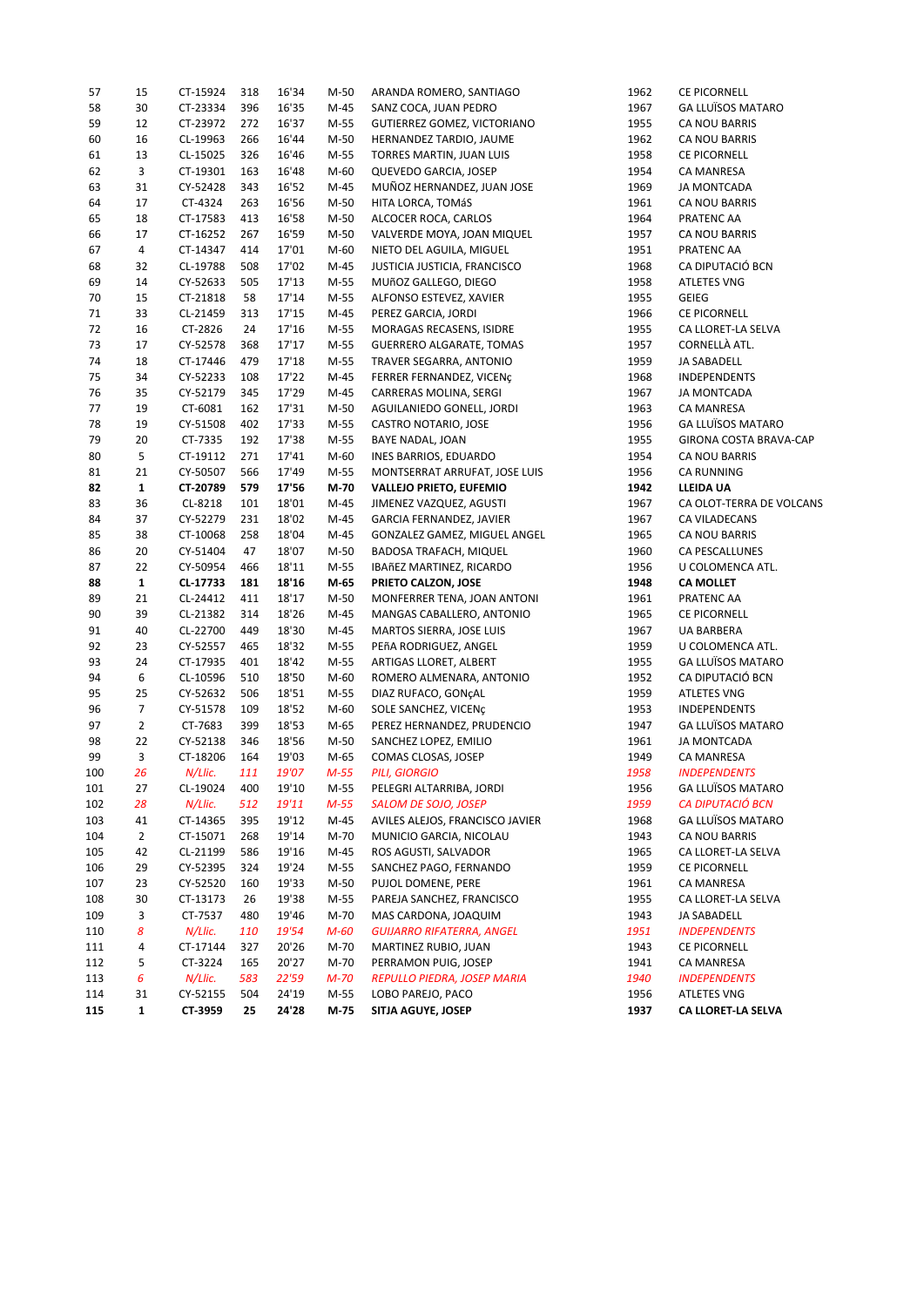| | | | | | | | | |
|---|---|---|---|---|---|---|---|---|
| 57 | 15 | CT-15924 | 318 | 16'34 | M-50 | ARANDA ROMERO, SANTIAGO | 1962 | CE PICORNELL |
| 58 | 30 | CT-23334 | 396 | 16'35 | M-45 | SANZ COCA, JUAN PEDRO | 1967 | GA LLUÏSOS MATARO |
| 59 | 12 | CT-23972 | 272 | 16'37 | M-55 | GUTIERREZ GOMEZ, VICTORIANO | 1955 | CA NOU BARRIS |
| 60 | 16 | CL-19963 | 266 | 16'44 | M-50 | HERNANDEZ TARDIO, JAUME | 1962 | CA NOU BARRIS |
| 61 | 13 | CL-15025 | 326 | 16'46 | M-55 | TORRES MARTIN, JUAN LUIS | 1958 | CE PICORNELL |
| 62 | 3 | CT-19301 | 163 | 16'48 | M-60 | QUEVEDO GARCIA, JOSEP | 1954 | CA MANRESA |
| 63 | 31 | CY-52428 | 343 | 16'52 | M-45 | MUÑOZ HERNANDEZ, JUAN JOSE | 1969 | JA MONTCADA |
| 64 | 17 | CT-4324 | 263 | 16'56 | M-50 | HITA LORCA, TOMáS | 1961 | CA NOU BARRIS |
| 65 | 18 | CT-17583 | 413 | 16'58 | M-50 | ALCOCER ROCA, CARLOS | 1964 | PRATENC AA |
| 66 | 17 | CT-16252 | 267 | 16'59 | M-50 | VALVERDE MOYA, JOAN MIQUEL | 1957 | CA NOU BARRIS |
| 67 | 4 | CT-14347 | 414 | 17'01 | M-60 | NIETO DEL AGUILA, MIGUEL | 1951 | PRATENC AA |
| 68 | 32 | CL-19788 | 508 | 17'02 | M-45 | JUSTICIA JUSTICIA, FRANCISCO | 1968 | CA DIPUTACIÓ BCN |
| 69 | 14 | CY-52633 | 505 | 17'13 | M-55 | MUñOZ GALLEGO, DIEGO | 1958 | ATLETES VNG |
| 70 | 15 | CT-21818 | 58 | 17'14 | M-55 | ALFONSO ESTEVEZ, XAVIER | 1955 | GEIEG |
| 71 | 33 | CL-21459 | 313 | 17'15 | M-45 | PEREZ GARCIA, JORDI | 1966 | CE PICORNELL |
| 72 | 16 | CT-2826 | 24 | 17'16 | M-55 | MORAGAS RECASENS, ISIDRE | 1955 | CA LLORET-LA SELVA |
| 73 | 17 | CY-52578 | 368 | 17'17 | M-55 | GUERRERO ALGARATE, TOMAS | 1957 | CORNELLÀ ATL. |
| 74 | 18 | CT-17446 | 479 | 17'18 | M-55 | TRAVER SEGARRA, ANTONIO | 1959 | JA SABADELL |
| 75 | 34 | CY-52233 | 108 | 17'22 | M-45 | FERRER FERNANDEZ, VICENç | 1968 | INDEPENDENTS |
| 76 | 35 | CY-52179 | 345 | 17'29 | M-45 | CARRERAS MOLINA, SERGI | 1967 | JA MONTCADA |
| 77 | 19 | CT-6081 | 162 | 17'31 | M-50 | AGUILANIEDO GONELL, JORDI | 1963 | CA MANRESA |
| 78 | 19 | CY-51508 | 402 | 17'33 | M-55 | CASTRO NOTARIO, JOSE | 1956 | GA LLUÏSOS MATARO |
| 79 | 20 | CT-7335 | 192 | 17'38 | M-55 | BAYE NADAL, JOAN | 1955 | GIRONA COSTA BRAVA-CAP |
| 80 | 5 | CT-19112 | 271 | 17'41 | M-60 | INES BARRIOS, EDUARDO | 1954 | CA NOU BARRIS |
| 81 | 21 | CY-50507 | 566 | 17'49 | M-55 | MONTSERRAT ARRUFAT, JOSE LUIS | 1956 | CA RUNNING |
| **82** | **1** | **CT-20789** | **579** | **17'56** | **M-70** | **VALLEJO PRIETO, EUFEMIO** | **1942** | **LLEIDA UA** |
| 83 | 36 | CL-8218 | 101 | 18'01 | M-45 | JIMENEZ VAZQUEZ, AGUSTI | 1967 | CA OLOT-TERRA DE VOLCANS |
| 84 | 37 | CY-52279 | 231 | 18'02 | M-45 | GARCIA FERNANDEZ, JAVIER | 1967 | CA VILADECANS |
| 85 | 38 | CT-10068 | 258 | 18'04 | M-45 | GONZALEZ GAMEZ, MIGUEL ANGEL | 1965 | CA NOU BARRIS |
| 86 | 20 | CY-51404 | 47 | 18'07 | M-50 | BADOSA TRAFACH, MIQUEL | 1960 | CA PESCALLUNES |
| 87 | 22 | CY-50954 | 466 | 18'11 | M-55 | IBAñEZ MARTINEZ, RICARDO | 1956 | U COLOMENCA ATL. |
| **88** | **1** | **CL-17733** | **181** | **18'16** | **M-65** | **PRIETO CALZON, JOSE** | **1948** | **CA MOLLET** |
| 89 | 21 | CL-24412 | 411 | 18'17 | M-50 | MONFERRER TENA, JOAN ANTONI | 1961 | PRATENC AA |
| 90 | 39 | CL-21382 | 314 | 18'26 | M-45 | MANGAS CABALLERO, ANTONIO | 1965 | CE PICORNELL |
| 91 | 40 | CL-22700 | 449 | 18'30 | M-45 | MARTOS SIERRA, JOSE LUIS | 1967 | UA BARBERA |
| 92 | 23 | CY-52557 | 465 | 18'32 | M-55 | PEñA RODRIGUEZ, ANGEL | 1959 | U COLOMENCA ATL. |
| 93 | 24 | CT-17935 | 401 | 18'42 | M-55 | ARTIGAS LLORET, ALBERT | 1955 | GA LLUÏSOS MATARO |
| 94 | 6 | CL-10596 | 510 | 18'50 | M-60 | ROMERO ALMENARA, ANTONIO | 1952 | CA DIPUTACIÓ BCN |
| 95 | 25 | CY-52632 | 506 | 18'51 | M-55 | DIAZ RUFACO, GONçAL | 1959 | ATLETES VNG |
| 96 | 7 | CY-51578 | 109 | 18'52 | M-60 | SOLE SANCHEZ, VICENç | 1953 | INDEPENDENTS |
| 97 | 2 | CT-7683 | 399 | 18'53 | M-65 | PEREZ HERNANDEZ, PRUDENCIO | 1947 | GA LLUÏSOS MATARO |
| 98 | 22 | CY-52138 | 346 | 18'56 | M-50 | SANCHEZ LOPEZ, EMILIO | 1961 | JA MONTCADA |
| 99 | 3 | CT-18206 | 164 | 19'03 | M-65 | COMAS CLOSAS, JOSEP | 1949 | CA MANRESA |
| 100 | *26* | *N/Llic.* | *111* | *19'07* | *M-55* | *PILI, GIORGIO* | *1958* | *INDEPENDENTS* |
| 101 | 27 | CL-19024 | 400 | 19'10 | M-55 | PELEGRI ALTARRIBA, JORDI | 1956 | GA LLUÏSOS MATARO |
| 102 | *28* | *N/Llic.* | *512* | *19'11* | *M-55* | *SALOM DE SOJO, JOSEP* | *1959* | *CA DIPUTACIÓ BCN* |
| 103 | 41 | CT-14365 | 395 | 19'12 | M-45 | AVILES ALEJOS, FRANCISCO JAVIER | 1968 | GA LLUÏSOS MATARO |
| 104 | 2 | CT-15071 | 268 | 19'14 | M-70 | MUNICIO GARCIA, NICOLAU | 1943 | CA NOU BARRIS |
| 105 | 42 | CL-21199 | 586 | 19'16 | M-45 | ROS AGUSTI, SALVADOR | 1965 | CA LLORET-LA SELVA |
| 106 | 29 | CY-52395 | 324 | 19'24 | M-55 | SANCHEZ PAGO, FERNANDO | 1959 | CE PICORNELL |
| 107 | 23 | CY-52520 | 160 | 19'33 | M-50 | PUJOL DOMENE, PERE | 1961 | CA MANRESA |
| 108 | 30 | CT-13173 | 26 | 19'38 | M-55 | PAREJA SANCHEZ, FRANCISCO | 1955 | CA LLORET-LA SELVA |
| 109 | 3 | CT-7537 | 480 | 19'46 | M-70 | MAS CARDONA, JOAQUIM | 1943 | JA SABADELL |
| 110 | *8* | *N/Llic.* | *110* | *19'54* | *M-60* | *GUIJARRO RIFATERRA, ANGEL* | *1951* | *INDEPENDENTS* |
| 111 | 4 | CT-17144 | 327 | 20'26 | M-70 | MARTINEZ RUBIO, JUAN | 1943 | CE PICORNELL |
| 112 | 5 | CT-3224 | 165 | 20'27 | M-70 | PERRAMON PUIG, JOSEP | 1941 | CA MANRESA |
| 113 | *6* | *N/Llic.* | *583* | *22'59* | *M-70* | *REPULLO PIEDRA, JOSEP MARIA* | *1940* | *INDEPENDENTS* |
| 114 | 31 | CY-52155 | 504 | 24'19 | M-55 | LOBO PAREJO, PACO | 1956 | ATLETES VNG |
| **115** | **1** | **CT-3959** | **25** | **24'28** | **M-75** | **SITJA AGUYE, JOSEP** | **1937** | **CA LLORET-LA SELVA** |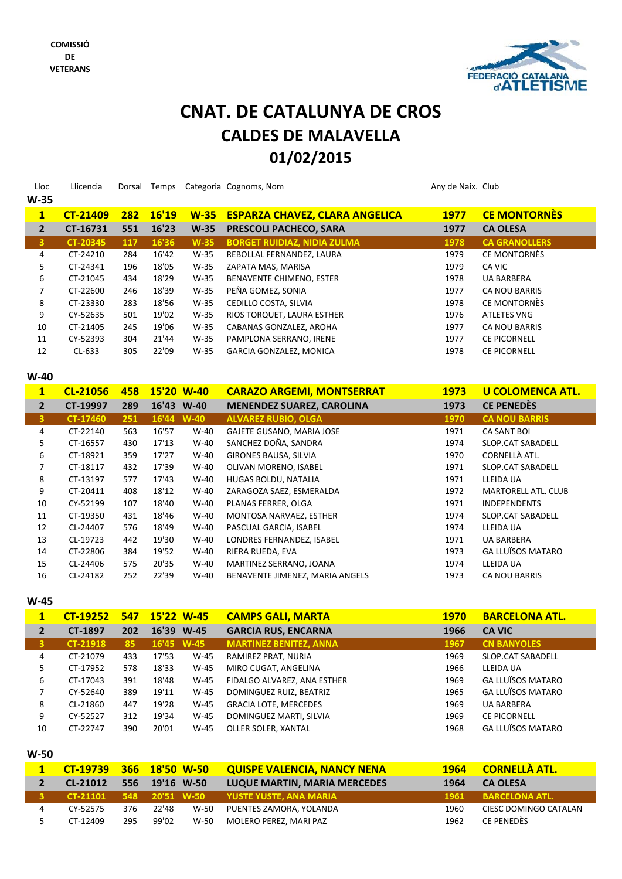COMISSIÓ
DE
VETERANS

FEDERACIÓ CATALANA d'ATLETISME

# CNAT. DE CATALUNYA DE CROS
# CALDES DE MALAVELLA
# 01/02/2015

### W-35

| Lloc | Llicencia | Dorsal | Temps | Categoria | Cognoms, Nom | Any de Naix. | Club |
|---|---|---|---|---|---|---|---|
| **1** | **CT-21409** | **282** | **16'19** | **W-35** | **ESPARZA CHAVEZ, CLARA ANGELICA** | **1977** | **CE MONTORNÈS** |
| **2** | **CT-16731** | **551** | **16'23** | **W-35** | **PRESCOLI PACHECO, SARA** | **1977** | **CA OLESA** |
| **3** | **CT-20345** | **117** | **16'36** | **W-35** | **BORGET RUIDIAZ, NIDIA ZULMA** | **1978** | **CA GRANOLLERS** |
| 4 | CT-24210 | 284 | 16'42 | W-35 | REBOLLAL FERNANDEZ, LAURA | 1979 | CE MONTORNÈS |
| 5 | CT-24341 | 196 | 18'05 | W-35 | ZAPATA MAS, MARISA | 1979 | CA VIC |
| 6 | CT-21045 | 434 | 18'29 | W-35 | BENAVENTE CHIMENO, ESTER | 1978 | UA BARBERA |
| 7 | CT-22600 | 246 | 18'39 | W-35 | PEÑA GOMEZ, SONIA | 1977 | CA NOU BARRIS |
| 8 | CT-23330 | 283 | 18'56 | W-35 | CEDILLO COSTA, SILVIA | 1978 | CE MONTORNÈS |
| 9 | CY-52635 | 501 | 19'02 | W-35 | RIOS TORQUET, LAURA ESTHER | 1976 | ATLETES VNG |
| 10 | CT-21405 | 245 | 19'06 | W-35 | CABANAS GONZALEZ, AROHA | 1977 | CA NOU BARRIS |
| 11 | CY-52393 | 304 | 21'44 | W-35 | PAMPLONA SERRANO, IRENE | 1977 | CE PICORNELL |
| 12 | CL-633 | 305 | 22'09 | W-35 | GARCIA GONZALEZ, MONICA | 1978 | CE PICORNELL |

### W-40

| Lloc | Llicencia | Dorsal | Temps | Categoria | Cognoms, Nom | Any de Naix. | Club |
|---|---|---|---|---|---|---|---|
| **1** | **CL-21056** | **458** | **15'20** | **W-40** | **CARAZO ARGEMI, MONTSERRAT** | **1973** | **U COLOMENCA ATL.** |
| **2** | **CT-19997** | **289** | **16'43** | **W-40** | **MENENDEZ SUAREZ, CAROLINA** | **1973** | **CE PENEDÈS** |
| **3** | **CT-17460** | **251** | **16'44** | **W-40** | **ALVAREZ RUBIO, OLGA** | **1970** | **CA NOU BARRIS** |
| 4 | CT-22140 | 563 | 16'57 | W-40 | GAJETE GUSANO, MARIA JOSE | 1971 | CA SANT BOI |
| 5 | CT-16557 | 430 | 17'13 | W-40 | SANCHEZ DOÑA, SANDRA | 1974 | SLOP.CAT SABADELL |
| 6 | CT-18921 | 359 | 17'27 | W-40 | GIRONES BAUSA, SILVIA | 1970 | CORNELLÀ ATL. |
| 7 | CT-18117 | 432 | 17'39 | W-40 | OLIVAN MORENO, ISABEL | 1971 | SLOP.CAT SABADELL |
| 8 | CT-13197 | 577 | 17'43 | W-40 | HUGAS BOLDU, NATALIA | 1971 | LLEIDA UA |
| 9 | CT-20411 | 408 | 18'12 | W-40 | ZARAGOZA SAEZ, ESMERALDA | 1972 | MARTORELL ATL. CLUB |
| 10 | CY-52199 | 107 | 18'40 | W-40 | PLANAS FERRER, OLGA | 1971 | INDEPENDENTS |
| 11 | CT-19350 | 431 | 18'46 | W-40 | MONTOSA NARVAEZ, ESTHER | 1974 | SLOP.CAT SABADELL |
| 12 | CL-24407 | 576 | 18'49 | W-40 | PASCUAL GARCIA, ISABEL | 1974 | LLEIDA UA |
| 13 | CL-19723 | 442 | 19'30 | W-40 | LONDRES FERNANDEZ, ISABEL | 1971 | UA BARBERA |
| 14 | CT-22806 | 384 | 19'52 | W-40 | RIERA RUEDA, EVA | 1973 | GA LLUÏSOS MATARO |
| 15 | CL-24406 | 575 | 20'35 | W-40 | MARTINEZ SERRANO, JOANA | 1974 | LLEIDA UA |
| 16 | CL-24182 | 252 | 22'39 | W-40 | BENAVENTE JIMENEZ, MARIA ANGELS | 1973 | CA NOU BARRIS |

### W-45

| Lloc | Llicencia | Dorsal | Temps | Categoria | Cognoms, Nom | Any de Naix. | Club |
|---|---|---|---|---|---|---|---|
| **1** | **CT-19252** | **547** | **15'22** | **W-45** | **CAMPS GALI, MARTA** | **1970** | **BARCELONA ATL.** |
| **2** | **CT-1897** | **202** | **16'39** | **W-45** | **GARCIA RUS, ENCARNA** | **1966** | **CA VIC** |
| **3** | **CT-21918** | **85** | **16'45** | **W-45** | **MARTINEZ BENITEZ, ANNA** | **1967** | **CN BANYOLES** |
| 4 | CT-21079 | 433 | 17'53 | W-45 | RAMIREZ PRAT, NURIA | 1969 | SLOP.CAT SABADELL |
| 5 | CT-17952 | 578 | 18'33 | W-45 | MIRO CUGAT, ANGELINA | 1966 | LLEIDA UA |
| 6 | CT-17043 | 391 | 18'48 | W-45 | FIDALGO ALVAREZ, ANA ESTHER | 1969 | GA LLUÏSOS MATARO |
| 7 | CY-52640 | 389 | 19'11 | W-45 | DOMINGUEZ RUIZ, BEATRIZ | 1965 | GA LLUÏSOS MATARO |
| 8 | CL-21860 | 447 | 19'28 | W-45 | GRACIA LOTE, MERCEDES | 1969 | UA BARBERA |
| 9 | CY-52527 | 312 | 19'34 | W-45 | DOMINGUEZ MARTI, SILVIA | 1969 | CE PICORNELL |
| 10 | CT-22747 | 390 | 20'01 | W-45 | OLLER SOLER, XANTAL | 1968 | GA LLUÏSOS MATARO |

### W-50

| Lloc | Llicencia | Dorsal | Temps | Categoria | Cognoms, Nom | Any de Naix. | Club |
|---|---|---|---|---|---|---|---|
| **1** | **CT-19739** | **366** | **18'50** | **W-50** | **QUISPE VALENCIA, NANCY NENA** | **1964** | **CORNELLÀ ATL.** |
| **2** | **CL-21012** | **556** | **19'16** | **W-50** | **LUQUE MARTIN, MARIA MERCEDES** | **1964** | **CA OLESA** |
| **3** | **CT-21101** | **548** | **20'51** | **W-50** | **YUSTE YUSTE, ANA MARIA** | **1961** | **BARCELONA ATL.** |
| 4 | CY-52575 | 376 | 22'48 | W-50 | PUENTES ZAMORA, YOLANDA | 1960 | CIESC DOMINGO CATALAN |
| 5 | CT-12409 | 295 | 99'02 | W-50 | MOLERO PEREZ, MARI PAZ | 1962 | CE PENEDÈS |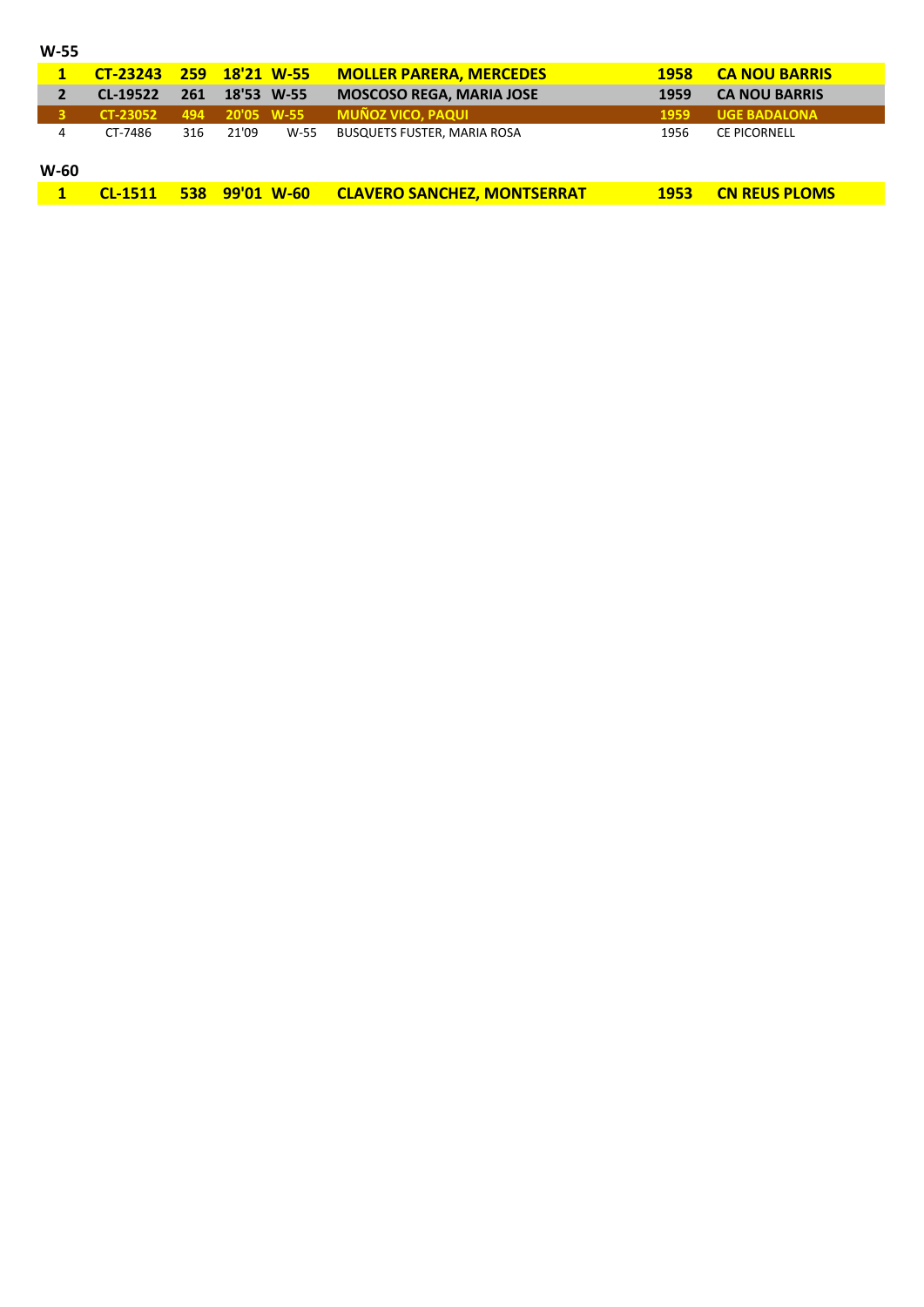**W-55**

| | | | | | | | |
|---|---|---|---|---|---|---|---|
| **1** | **CT-23243** | **259** | **18'21** | **W-55** | **MOLLER PARERA, MERCEDES** | **1958** | **CA NOU BARRIS** |
| **2** | **CL-19522** | **261** | **18'53** | **W-55** | **MOSCOSO REGA, MARIA JOSE** | **1959** | **CA NOU BARRIS** |
| **3** | **CT-23052** | **494** | **20'05** | **W-55** | **MUÑOZ VICO, PAQUI** | **1959** | **UGE BADALONA** |
| 4 | CT-7486 | 316 | 21'09 | W-55 | BUSQUETS FUSTER, MARIA ROSA | 1956 | CE PICORNELL |

**W-60**

| | | | | | | | |
|---|---|---|---|---|---|---|---|
| **1** | **CL-1511** | **538** | **99'01** | **W-60** | **CLAVERO SANCHEZ, MONTSERRAT** | **1953** | **CN REUS PLOMS** |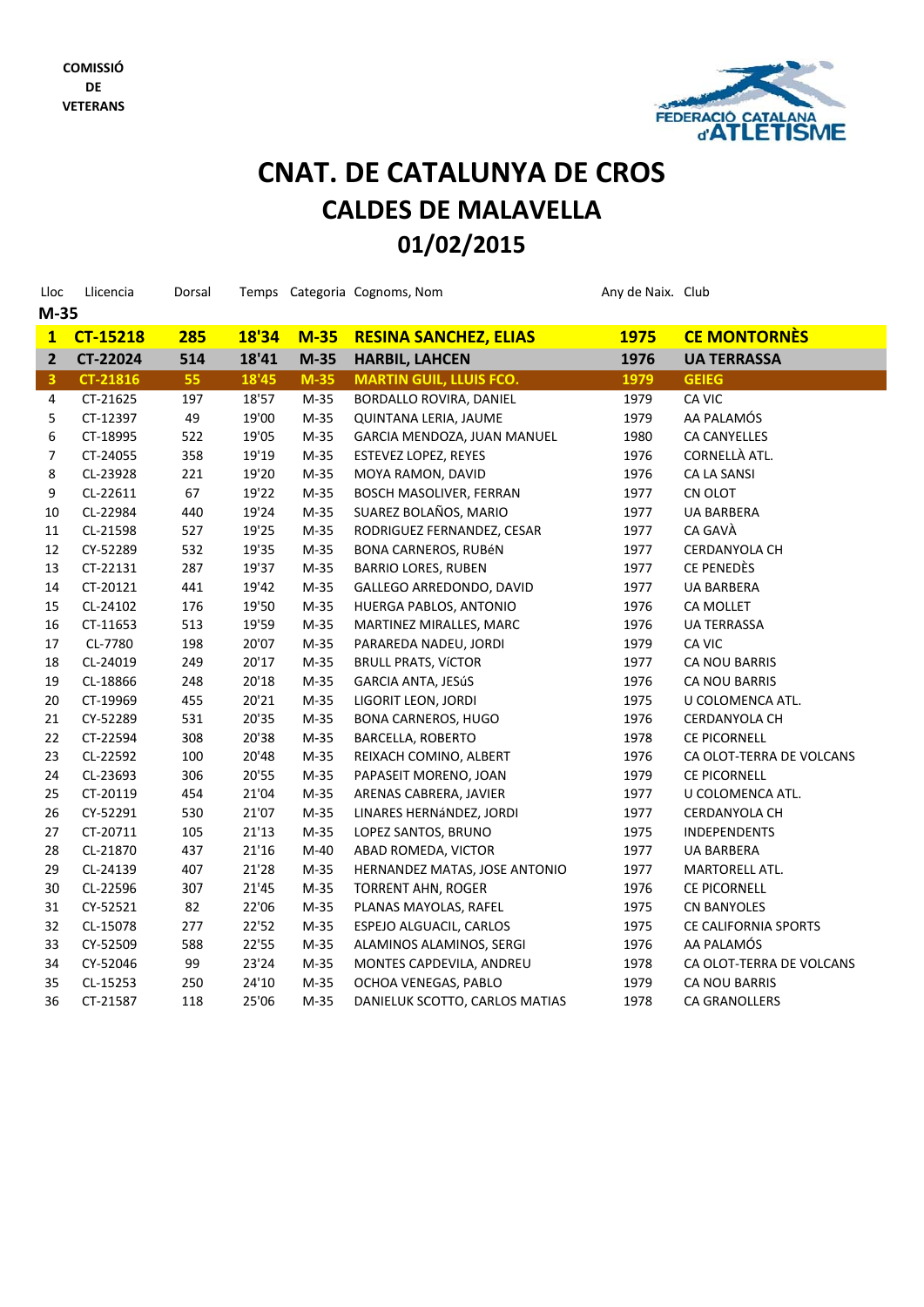COMISSIÓ DE VETERANS

FEDERACIÓ CATALANA d'ATLETISME

# CNAT. DE CATALUNYA DE CROS
# CALDES DE MALAVELLA
# 01/02/2015

| Lloc | Llicencia | Dorsal | Temps | Categoria | Cognoms, Nom | Any de Naix. | Club |
|---|---|---|---|---|---|---|---|
| **M-35** | | | | | | | |
| **1** | **CT-15218** | **285** | **18'34** | **M-35** | **RESINA SANCHEZ, ELIAS** | **1975** | **CE MONTORNÈS** |
| **2** | **CT-22024** | **514** | **18'41** | **M-35** | **HARBIL, LAHCEN** | **1976** | **UA TERRASSA** |
| **3** | **CT-21816** | **55** | **18'45** | **M-35** | **MARTIN GUIL, LLUIS FCO.** | **1979** | **GEIEG** |
| 4 | CT-21625 | 197 | 18'57 | M-35 | BORDALLO ROVIRA, DANIEL | 1979 | CA VIC |
| 5 | CT-12397 | 49 | 19'00 | M-35 | QUINTANA LERIA, JAUME | 1979 | AA PALAMÓS |
| 6 | CT-18995 | 522 | 19'05 | M-35 | GARCIA MENDOZA, JUAN MANUEL | 1980 | CA CANYELLES |
| 7 | CT-24055 | 358 | 19'19 | M-35 | ESTEVEZ LOPEZ, REYES | 1976 | CORNELLÀ ATL. |
| 8 | CL-23928 | 221 | 19'20 | M-35 | MOYA RAMON, DAVID | 1976 | CA LA SANSI |
| 9 | CL-22611 | 67 | 19'22 | M-35 | BOSCH MASOLIVER, FERRAN | 1977 | CN OLOT |
| 10 | CL-22984 | 440 | 19'24 | M-35 | SUAREZ BOLAÑOS, MARIO | 1977 | UA BARBERA |
| 11 | CL-21598 | 527 | 19'25 | M-35 | RODRIGUEZ FERNANDEZ, CESAR | 1977 | CA GAVÀ |
| 12 | CY-52289 | 532 | 19'35 | M-35 | BONA CARNEROS, RUBéN | 1977 | CERDANYOLA CH |
| 13 | CT-22131 | 287 | 19'37 | M-35 | BARRIO LORES, RUBEN | 1977 | CE PENEDÈS |
| 14 | CT-20121 | 441 | 19'42 | M-35 | GALLEGO ARREDONDO, DAVID | 1977 | UA BARBERA |
| 15 | CL-24102 | 176 | 19'50 | M-35 | HUERGA PABLOS, ANTONIO | 1976 | CA MOLLET |
| 16 | CT-11653 | 513 | 19'59 | M-35 | MARTINEZ MIRALLES, MARC | 1976 | UA TERRASSA |
| 17 | CL-7780 | 198 | 20'07 | M-35 | PARAREDA NADEU, JORDI | 1979 | CA VIC |
| 18 | CL-24019 | 249 | 20'17 | M-35 | BRULL PRATS, VíCTOR | 1977 | CA NOU BARRIS |
| 19 | CL-18866 | 248 | 20'18 | M-35 | GARCIA ANTA, JESúS | 1976 | CA NOU BARRIS |
| 20 | CT-19969 | 455 | 20'21 | M-35 | LIGORIT LEON, JORDI | 1975 | U COLOMENCA ATL. |
| 21 | CY-52289 | 531 | 20'35 | M-35 | BONA CARNEROS, HUGO | 1976 | CERDANYOLA CH |
| 22 | CT-22594 | 308 | 20'38 | M-35 | BARCELLA, ROBERTO | 1978 | CE PICORNELL |
| 23 | CL-22592 | 100 | 20'48 | M-35 | REIXACH COMINO, ALBERT | 1976 | CA OLOT-TERRA DE VOLCANS |
| 24 | CL-23693 | 306 | 20'55 | M-35 | PAPASEIT MORENO, JOAN | 1979 | CE PICORNELL |
| 25 | CT-20119 | 454 | 21'04 | M-35 | ARENAS CABRERA, JAVIER | 1977 | U COLOMENCA ATL. |
| 26 | CY-52291 | 530 | 21'07 | M-35 | LINARES HERNáNDEZ, JORDI | 1977 | CERDANYOLA CH |
| 27 | CT-20711 | 105 | 21'13 | M-35 | LOPEZ SANTOS, BRUNO | 1975 | INDEPENDENTS |
| 28 | CL-21870 | 437 | 21'16 | M-40 | ABAD ROMEDA, VICTOR | 1977 | UA BARBERA |
| 29 | CL-24139 | 407 | 21'28 | M-35 | HERNANDEZ MATAS, JOSE ANTONIO | 1977 | MARTORELL ATL. |
| 30 | CL-22596 | 307 | 21'45 | M-35 | TORRENT AHN, ROGER | 1976 | CE PICORNELL |
| 31 | CY-52521 | 82 | 22'06 | M-35 | PLANAS MAYOLAS, RAFEL | 1975 | CN BANYOLES |
| 32 | CL-15078 | 277 | 22'52 | M-35 | ESPEJO ALGUACIL, CARLOS | 1975 | CE CALIFORNIA SPORTS |
| 33 | CY-52509 | 588 | 22'55 | M-35 | ALAMINOS ALAMINOS, SERGI | 1976 | AA PALAMÓS |
| 34 | CY-52046 | 99 | 23'24 | M-35 | MONTES CAPDEVILA, ANDREU | 1978 | CA OLOT-TERRA DE VOLCANS |
| 35 | CL-15253 | 250 | 24'10 | M-35 | OCHOA VENEGAS, PABLO | 1979 | CA NOU BARRIS |
| 36 | CT-21587 | 118 | 25'06 | M-35 | DANIELUK SCOTTO, CARLOS MATIAS | 1978 | CA GRANOLLERS |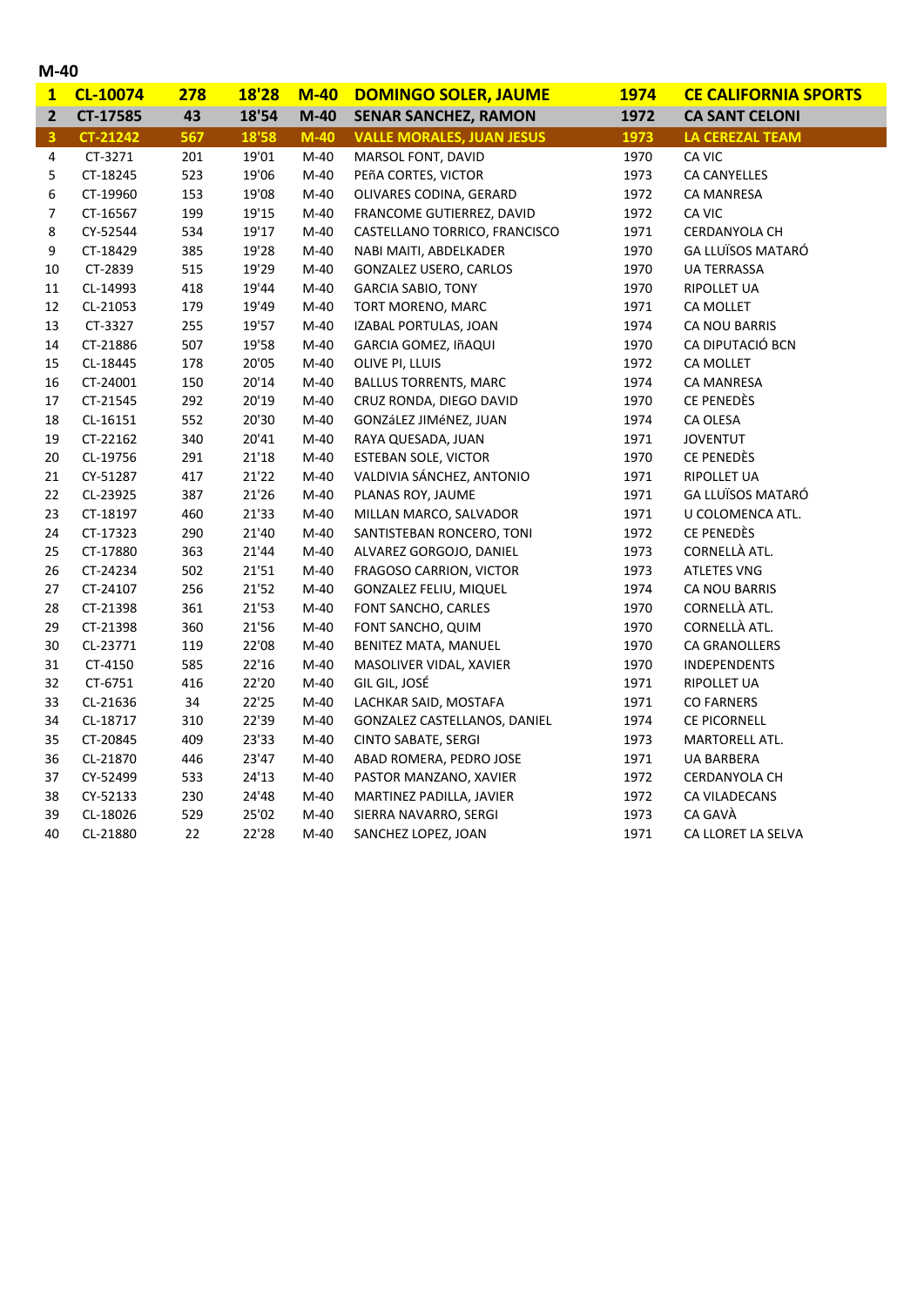## M-40

| | | | | | | | |
|---|---|---|---|---|---|---|---|
| **1** | **CL-10074** | **278** | **18'28** | **M-40** | **DOMINGO SOLER, JAUME** | **1974** | **CE CALIFORNIA SPORTS** |
| **2** | **CT-17585** | **43** | **18'54** | **M-40** | **SENAR SANCHEZ, RAMON** | **1972** | **CA SANT CELONI** |
| **3** | **CT-21242** | **567** | **18'58** | **M-40** | **VALLE MORALES, JUAN JESUS** | **1973** | **LA CEREZAL TEAM** |
| 4 | CT-3271 | 201 | 19'01 | M-40 | MARSOL FONT, DAVID | 1970 | CA VIC |
| 5 | CT-18245 | 523 | 19'06 | M-40 | PEñA CORTES, VICTOR | 1973 | CA CANYELLES |
| 6 | CT-19960 | 153 | 19'08 | M-40 | OLIVARES CODINA, GERARD | 1972 | CA MANRESA |
| 7 | CT-16567 | 199 | 19'15 | M-40 | FRANCOME GUTIERREZ, DAVID | 1972 | CA VIC |
| 8 | CY-52544 | 534 | 19'17 | M-40 | CASTELLANO TORRICO, FRANCISCO | 1971 | CERDANYOLA CH |
| 9 | CT-18429 | 385 | 19'28 | M-40 | NABI MAITI, ABDELKADER | 1970 | GA LLUÏSOS MATARÓ |
| 10 | CT-2839 | 515 | 19'29 | M-40 | GONZALEZ USERO, CARLOS | 1970 | UA TERRASSA |
| 11 | CL-14993 | 418 | 19'44 | M-40 | GARCIA SABIO, TONY | 1970 | RIPOLLET UA |
| 12 | CL-21053 | 179 | 19'49 | M-40 | TORT MORENO, MARC | 1971 | CA MOLLET |
| 13 | CT-3327 | 255 | 19'57 | M-40 | IZABAL PORTULAS, JOAN | 1974 | CA NOU BARRIS |
| 14 | CT-21886 | 507 | 19'58 | M-40 | GARCIA GOMEZ, IñAQUI | 1970 | CA DIPUTACIÓ BCN |
| 15 | CL-18445 | 178 | 20'05 | M-40 | OLIVE PI, LLUIS | 1972 | CA MOLLET |
| 16 | CT-24001 | 150 | 20'14 | M-40 | BALLUS TORRENTS, MARC | 1974 | CA MANRESA |
| 17 | CT-21545 | 292 | 20'19 | M-40 | CRUZ RONDA, DIEGO DAVID | 1970 | CE PENEDÈS |
| 18 | CL-16151 | 552 | 20'30 | M-40 | GONZáLEZ JIMéNEZ, JUAN | 1974 | CA OLESA |
| 19 | CT-22162 | 340 | 20'41 | M-40 | RAYA QUESADA, JUAN | 1971 | JOVENTUT |
| 20 | CL-19756 | 291 | 21'18 | M-40 | ESTEBAN SOLE, VICTOR | 1970 | CE PENEDÈS |
| 21 | CY-51287 | 417 | 21'22 | M-40 | VALDIVIA SÁNCHEZ, ANTONIO | 1971 | RIPOLLET UA |
| 22 | CL-23925 | 387 | 21'26 | M-40 | PLANAS ROY, JAUME | 1971 | GA LLUÏSOS MATARÓ |
| 23 | CT-18197 | 460 | 21'33 | M-40 | MILLAN MARCO, SALVADOR | 1971 | U COLOMENCA ATL. |
| 24 | CT-17323 | 290 | 21'40 | M-40 | SANTISTEBAN RONCERO, TONI | 1972 | CE PENEDÈS |
| 25 | CT-17880 | 363 | 21'44 | M-40 | ALVAREZ GORGOJO, DANIEL | 1973 | CORNELLÀ ATL. |
| 26 | CT-24234 | 502 | 21'51 | M-40 | FRAGOSO CARRION, VICTOR | 1973 | ATLETES VNG |
| 27 | CT-24107 | 256 | 21'52 | M-40 | GONZALEZ FELIU, MIQUEL | 1974 | CA NOU BARRIS |
| 28 | CT-21398 | 361 | 21'53 | M-40 | FONT SANCHO, CARLES | 1970 | CORNELLÀ ATL. |
| 29 | CT-21398 | 360 | 21'56 | M-40 | FONT SANCHO, QUIM | 1970 | CORNELLÀ ATL. |
| 30 | CL-23771 | 119 | 22'08 | M-40 | BENITEZ MATA, MANUEL | 1970 | CA GRANOLLERS |
| 31 | CT-4150 | 585 | 22'16 | M-40 | MASOLIVER VIDAL, XAVIER | 1970 | INDEPENDENTS |
| 32 | CT-6751 | 416 | 22'20 | M-40 | GIL GIL, JOSÉ | 1971 | RIPOLLET UA |
| 33 | CL-21636 | 34 | 22'25 | M-40 | LACHKAR SAID, MOSTAFA | 1971 | CO FARNERS |
| 34 | CL-18717 | 310 | 22'39 | M-40 | GONZALEZ CASTELLANOS, DANIEL | 1974 | CE PICORNELL |
| 35 | CT-20845 | 409 | 23'33 | M-40 | CINTO SABATE, SERGI | 1973 | MARTORELL ATL. |
| 36 | CL-21870 | 446 | 23'47 | M-40 | ABAD ROMERA, PEDRO JOSE | 1971 | UA BARBERA |
| 37 | CY-52499 | 533 | 24'13 | M-40 | PASTOR MANZANO, XAVIER | 1972 | CERDANYOLA CH |
| 38 | CY-52133 | 230 | 24'48 | M-40 | MARTINEZ PADILLA, JAVIER | 1972 | CA VILADECANS |
| 39 | CL-18026 | 529 | 25'02 | M-40 | SIERRA NAVARRO, SERGI | 1973 | CA GAVÀ |
| 40 | CL-21880 | 22 | 22'28 | M-40 | SANCHEZ LOPEZ, JOAN | 1971 | CA LLORET LA SELVA |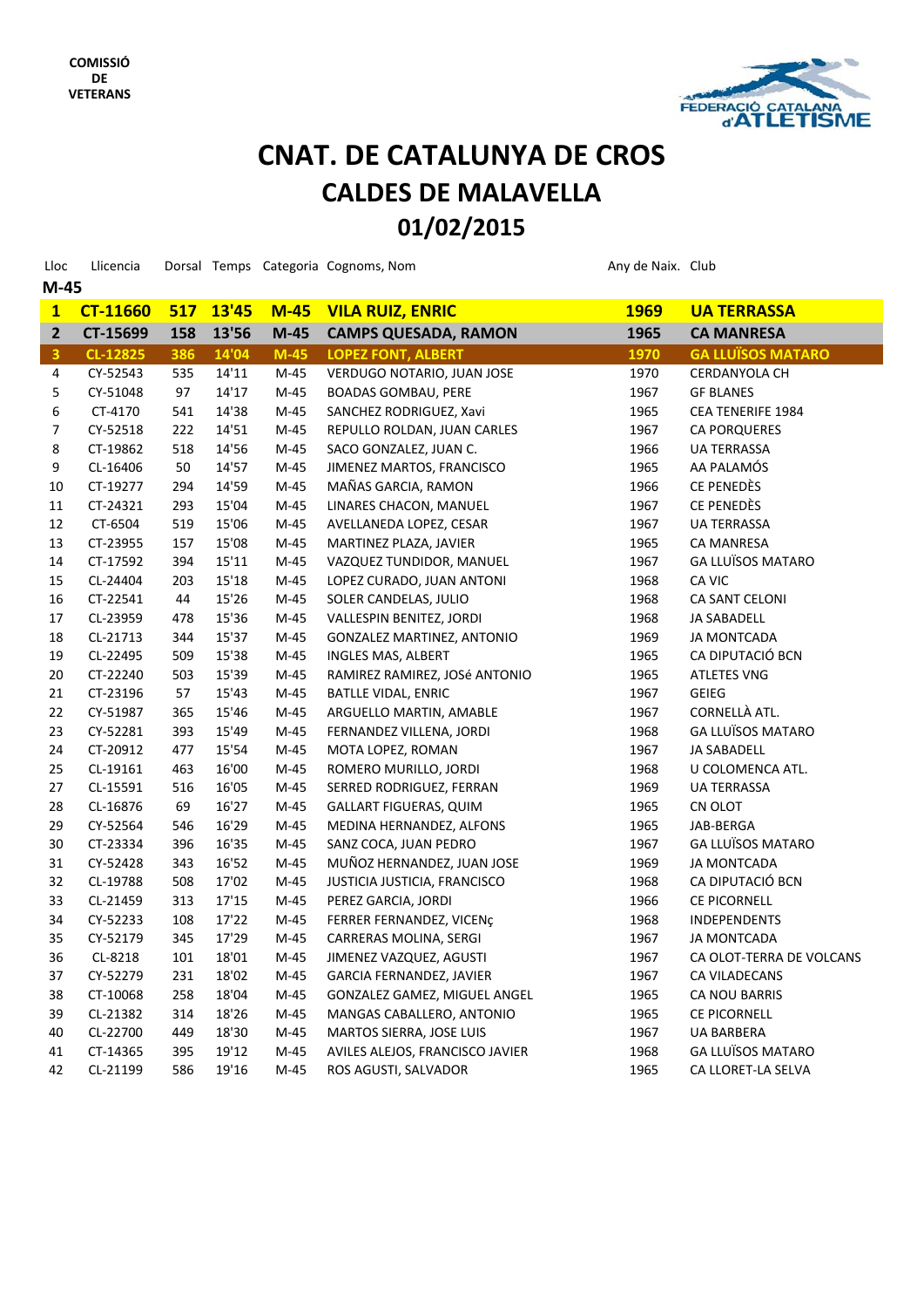COMISSIÓ
DE
VETERANS

# CNAT. DE CATALUNYA DE CROS
## CALDES DE MALAVELLA
## 01/02/2015

### M-45

| Lloc | Llicencia | Dorsal | Temps | Categoria | Cognoms, Nom | Any de Naix. | Club |
|---|---|---|---|---|---|---|---|
| **1** | **CT-11660** | **517** | **13'45** | **M-45** | **VILA RUIZ, ENRIC** | **1969** | **UA TERRASSA** |
| **2** | **CT-15699** | **158** | **13'56** | **M-45** | **CAMPS QUESADA, RAMON** | **1965** | **CA MANRESA** |
| **3** | **CL-12825** | **386** | **14'04** | **M-45** | **LOPEZ FONT, ALBERT** | **1970** | **GA LLUÏSOS MATARO** |
| 4 | CY-52543 | 535 | 14'11 | M-45 | VERDUGO NOTARIO, JUAN JOSE | 1970 | CERDANYOLA CH |
| 5 | CY-51048 | 97 | 14'17 | M-45 | BOADAS GOMBAU, PERE | 1967 | GF BLANES |
| 6 | CT-4170 | 541 | 14'38 | M-45 | SANCHEZ RODRIGUEZ, Xavi | 1965 | CEA TENERIFE 1984 |
| 7 | CY-52518 | 222 | 14'51 | M-45 | REPULLO ROLDAN, JUAN CARLES | 1967 | CA PORQUERES |
| 8 | CT-19862 | 518 | 14'56 | M-45 | SACO GONZALEZ, JUAN C. | 1966 | UA TERRASSA |
| 9 | CL-16406 | 50 | 14'57 | M-45 | JIMENEZ MARTOS, FRANCISCO | 1965 | AA PALAMÓS |
| 10 | CT-19277 | 294 | 14'59 | M-45 | MAÑAS GARCIA, RAMON | 1966 | CE PENEDÈS |
| 11 | CT-24321 | 293 | 15'04 | M-45 | LINARES CHACON, MANUEL | 1967 | CE PENEDÈS |
| 12 | CT-6504 | 519 | 15'06 | M-45 | AVELLANEDA LOPEZ, CESAR | 1967 | UA TERRASSA |
| 13 | CT-23955 | 157 | 15'08 | M-45 | MARTINEZ PLAZA, JAVIER | 1965 | CA MANRESA |
| 14 | CT-17592 | 394 | 15'11 | M-45 | VAZQUEZ TUNDIDOR, MANUEL | 1967 | GA LLUÏSOS MATARO |
| 15 | CL-24404 | 203 | 15'18 | M-45 | LOPEZ CURADO, JUAN ANTONI | 1968 | CA VIC |
| 16 | CT-22541 | 44 | 15'26 | M-45 | SOLER CANDELAS, JULIO | 1968 | CA SANT CELONI |
| 17 | CL-23959 | 478 | 15'36 | M-45 | VALLESPIN BENITEZ, JORDI | 1968 | JA SABADELL |
| 18 | CL-21713 | 344 | 15'37 | M-45 | GONZALEZ MARTINEZ, ANTONIO | 1969 | JA MONTCADA |
| 19 | CL-22495 | 509 | 15'38 | M-45 | INGLES MAS, ALBERT | 1965 | CA DIPUTACIÓ BCN |
| 20 | CT-22240 | 503 | 15'39 | M-45 | RAMIREZ RAMIREZ, JOSé ANTONIO | 1965 | ATLETES VNG |
| 21 | CT-23196 | 57 | 15'43 | M-45 | BATLLE VIDAL, ENRIC | 1967 | GEIEG |
| 22 | CY-51987 | 365 | 15'46 | M-45 | ARGUELLO MARTIN, AMABLE | 1967 | CORNELLÀ ATL. |
| 23 | CY-52281 | 393 | 15'49 | M-45 | FERNANDEZ VILLENA, JORDI | 1968 | GA LLUÏSOS MATARO |
| 24 | CT-20912 | 477 | 15'54 | M-45 | MOTA LOPEZ, ROMAN | 1967 | JA SABADELL |
| 25 | CL-19161 | 463 | 16'00 | M-45 | ROMERO MURILLO, JORDI | 1968 | U COLOMENCA ATL. |
| 27 | CL-15591 | 516 | 16'05 | M-45 | SERRED RODRIGUEZ, FERRAN | 1969 | UA TERRASSA |
| 28 | CL-16876 | 69 | 16'27 | M-45 | GALLART FIGUERAS, QUIM | 1965 | CN OLOT |
| 29 | CY-52564 | 546 | 16'29 | M-45 | MEDINA HERNANDEZ, ALFONS | 1965 | JAB-BERGA |
| 30 | CT-23334 | 396 | 16'35 | M-45 | SANZ COCA, JUAN PEDRO | 1967 | GA LLUÏSOS MATARO |
| 31 | CY-52428 | 343 | 16'52 | M-45 | MUÑOZ HERNANDEZ, JUAN JOSE | 1969 | JA MONTCADA |
| 32 | CL-19788 | 508 | 17'02 | M-45 | JUSTICIA JUSTICIA, FRANCISCO | 1968 | CA DIPUTACIÓ BCN |
| 33 | CL-21459 | 313 | 17'15 | M-45 | PEREZ GARCIA, JORDI | 1966 | CE PICORNELL |
| 34 | CY-52233 | 108 | 17'22 | M-45 | FERRER FERNANDEZ, VICENç | 1968 | INDEPENDENTS |
| 35 | CY-52179 | 345 | 17'29 | M-45 | CARRERAS MOLINA, SERGI | 1967 | JA MONTCADA |
| 36 | CL-8218 | 101 | 18'01 | M-45 | JIMENEZ VAZQUEZ, AGUSTI | 1967 | CA OLOT-TERRA DE VOLCANS |
| 37 | CY-52279 | 231 | 18'02 | M-45 | GARCIA FERNANDEZ, JAVIER | 1967 | CA VILADECANS |
| 38 | CT-10068 | 258 | 18'04 | M-45 | GONZALEZ GAMEZ, MIGUEL ANGEL | 1965 | CA NOU BARRIS |
| 39 | CL-21382 | 314 | 18'26 | M-45 | MANGAS CABALLERO, ANTONIO | 1965 | CE PICORNELL |
| 40 | CL-22700 | 449 | 18'30 | M-45 | MARTOS SIERRA, JOSE LUIS | 1967 | UA BARBERA |
| 41 | CT-14365 | 395 | 19'12 | M-45 | AVILES ALEJOS, FRANCISCO JAVIER | 1968 | GA LLUÏSOS MATARO |
| 42 | CL-21199 | 586 | 19'16 | M-45 | ROS AGUSTI, SALVADOR | 1965 | CA LLORET-LA SELVA |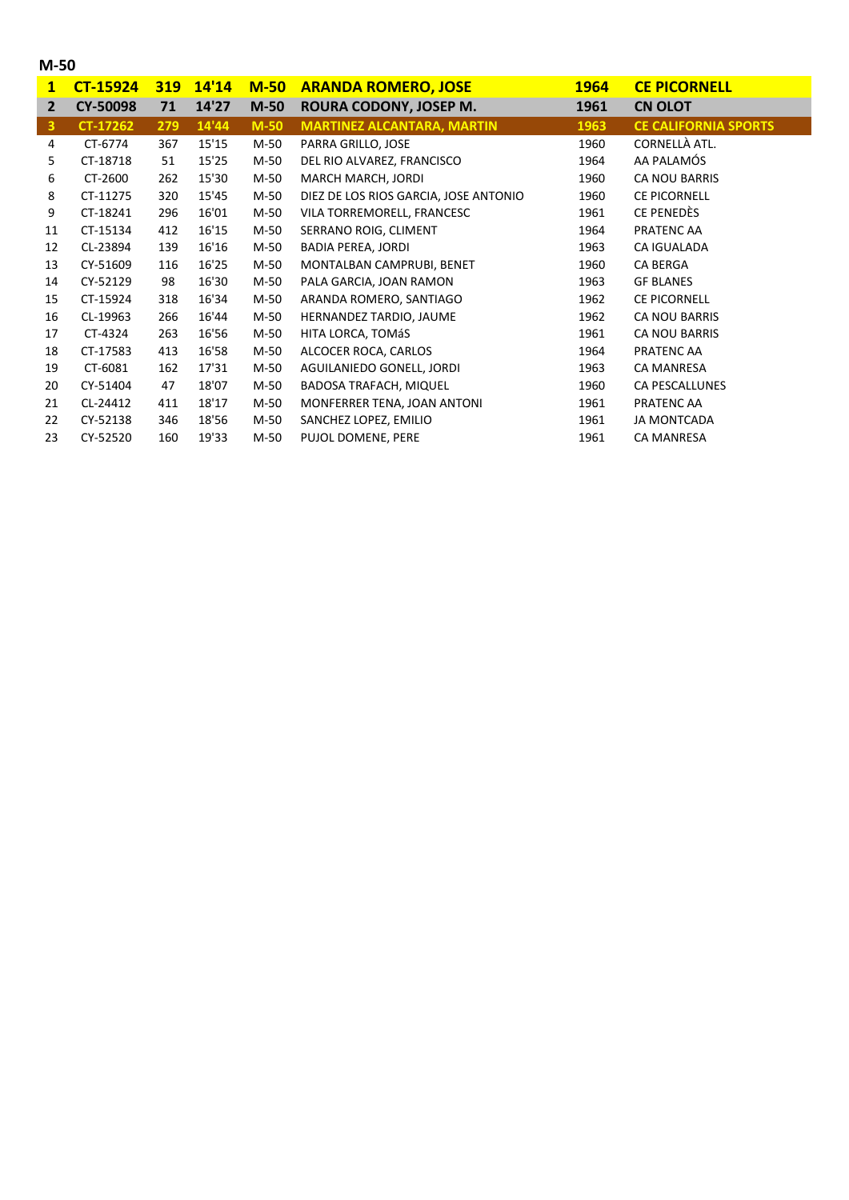## M-50

| | | | | | | | |
|---|---|---|---|---|---|---|---|
| **1** | **CT-15924** | **319** | **14'14** | **M-50** | **ARANDA ROMERO, JOSE** | **1964** | **CE PICORNELL** |
| **2** | **CY-50098** | **71** | **14'27** | **M-50** | **ROURA CODONY, JOSEP M.** | **1961** | **CN OLOT** |
| **3** | **CT-17262** | **279** | **14'44** | **M-50** | **MARTINEZ ALCANTARA, MARTIN** | **1963** | **CE CALIFORNIA SPORTS** |
| 4 | CT-6774 | 367 | 15'15 | M-50 | PARRA GRILLO, JOSE | 1960 | CORNELLÀ ATL. |
| 5 | CT-18718 | 51 | 15'25 | M-50 | DEL RIO ALVAREZ, FRANCISCO | 1964 | AA PALAMÓS |
| 6 | CT-2600 | 262 | 15'30 | M-50 | MARCH MARCH, JORDI | 1960 | CA NOU BARRIS |
| 8 | CT-11275 | 320 | 15'45 | M-50 | DIEZ DE LOS RIOS GARCIA, JOSE ANTONIO | 1960 | CE PICORNELL |
| 9 | CT-18241 | 296 | 16'01 | M-50 | VILA TORREMORELL, FRANCESC | 1961 | CE PENEDÈS |
| 11 | CT-15134 | 412 | 16'15 | M-50 | SERRANO ROIG, CLIMENT | 1964 | PRATENC AA |
| 12 | CL-23894 | 139 | 16'16 | M-50 | BADIA PEREA, JORDI | 1963 | CA IGUALADA |
| 13 | CY-51609 | 116 | 16'25 | M-50 | MONTALBAN CAMPRUBI, BENET | 1960 | CA BERGA |
| 14 | CY-52129 | 98 | 16'30 | M-50 | PALA GARCIA, JOAN RAMON | 1963 | GF BLANES |
| 15 | CT-15924 | 318 | 16'34 | M-50 | ARANDA ROMERO, SANTIAGO | 1962 | CE PICORNELL |
| 16 | CL-19963 | 266 | 16'44 | M-50 | HERNANDEZ TARDIO, JAUME | 1962 | CA NOU BARRIS |
| 17 | CT-4324 | 263 | 16'56 | M-50 | HITA LORCA, TOMáS | 1961 | CA NOU BARRIS |
| 18 | CT-17583 | 413 | 16'58 | M-50 | ALCOCER ROCA, CARLOS | 1964 | PRATENC AA |
| 19 | CT-6081 | 162 | 17'31 | M-50 | AGUILANIEDO GONELL, JORDI | 1963 | CA MANRESA |
| 20 | CY-51404 | 47 | 18'07 | M-50 | BADOSA TRAFACH, MIQUEL | 1960 | CA PESCALLUNES |
| 21 | CL-24412 | 411 | 18'17 | M-50 | MONFERRER TENA, JOAN ANTONI | 1961 | PRATENC AA |
| 22 | CY-52138 | 346 | 18'56 | M-50 | SANCHEZ LOPEZ, EMILIO | 1961 | JA MONTCADA |
| 23 | CY-52520 | 160 | 19'33 | M-50 | PUJOL DOMENE, PERE | 1961 | CA MANRESA |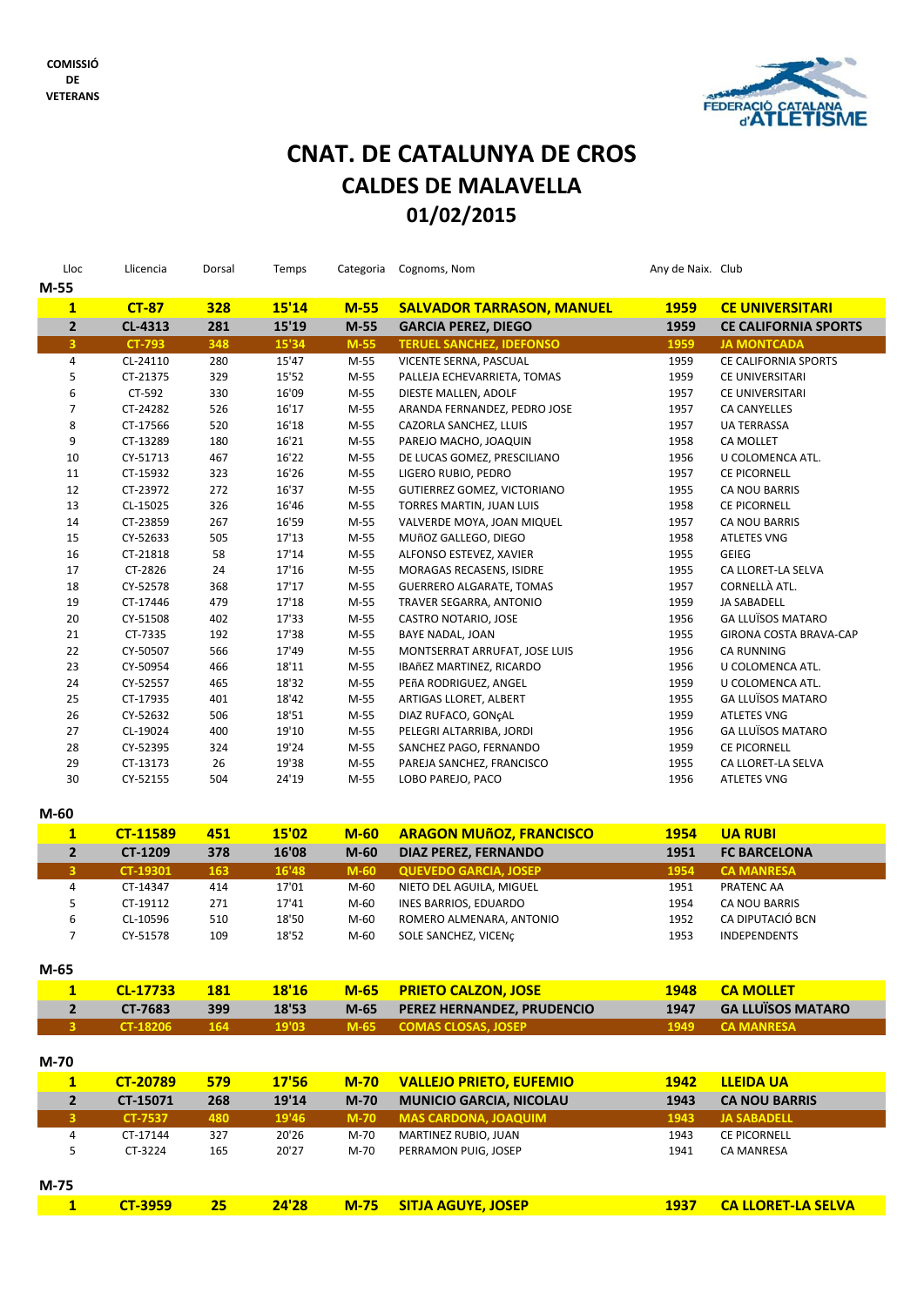COMISSIÓ
DE
VETERANS

# CNAT. DE CATALUNYA DE CROS
## CALDES DE MALAVELLA
## 01/02/2015

| Lloc | Llicencia | Dorsal | Temps | Categoria | Cognoms, Nom | Any de Naix. | Club |
|---|---|---|---|---|---|---|---|
| **M-55** | | | | | | | |
| **1** | **CT-87** | **328** | **15'14** | **M-55** | **SALVADOR TARRASON, MANUEL** | **1959** | **CE UNIVERSITARI** |
| **2** | **CL-4313** | **281** | **15'19** | **M-55** | **GARCIA PEREZ, DIEGO** | **1959** | **CE CALIFORNIA SPORTS** |
| **3** | **CT-793** | **348** | **15'34** | **M-55** | **TERUEL SANCHEZ, IDEFONSO** | **1959** | **JA MONTCADA** |
| 4 | CL-24110 | 280 | 15'47 | M-55 | VICENTE SERNA, PASCUAL | 1959 | CE CALIFORNIA SPORTS |
| 5 | CT-21375 | 329 | 15'52 | M-55 | PALLEJA ECHEVARRIETA, TOMAS | 1959 | CE UNIVERSITARI |
| 6 | CT-592 | 330 | 16'09 | M-55 | DIESTE MALLEN, ADOLF | 1957 | CE UNIVERSITARI |
| 7 | CT-24282 | 526 | 16'17 | M-55 | ARANDA FERNANDEZ, PEDRO JOSE | 1957 | CA CANYELLES |
| 8 | CT-17566 | 520 | 16'18 | M-55 | CAZORLA SANCHEZ, LLUIS | 1957 | UA TERRASSA |
| 9 | CT-13289 | 180 | 16'21 | M-55 | PAREJO MACHO, JOAQUIN | 1958 | CA MOLLET |
| 10 | CY-51713 | 467 | 16'22 | M-55 | DE LUCAS GOMEZ, PRESCILIANO | 1956 | U COLOMENCA ATL. |
| 11 | CT-15932 | 323 | 16'26 | M-55 | LIGERO RUBIO, PEDRO | 1957 | CE PICORNELL |
| 12 | CT-23972 | 272 | 16'37 | M-55 | GUTIERREZ GOMEZ, VICTORIANO | 1955 | CA NOU BARRIS |
| 13 | CL-15025 | 326 | 16'46 | M-55 | TORRES MARTIN, JUAN LUIS | 1958 | CE PICORNELL |
| 14 | CT-23859 | 267 | 16'59 | M-55 | VALVERDE MOYA, JOAN MIQUEL | 1957 | CA NOU BARRIS |
| 15 | CY-52633 | 505 | 17'13 | M-55 | MUñOZ GALLEGO, DIEGO | 1958 | ATLETES VNG |
| 16 | CT-21818 | 58 | 17'14 | M-55 | ALFONSO ESTEVEZ, XAVIER | 1955 | GEIEG |
| 17 | CT-2826 | 24 | 17'16 | M-55 | MORAGAS RECASENS, ISIDRE | 1955 | CA LLORET-LA SELVA |
| 18 | CY-52578 | 368 | 17'17 | M-55 | GUERRERO ALGARATE, TOMAS | 1957 | CORNELLÀ ATL. |
| 19 | CT-17446 | 479 | 17'18 | M-55 | TRAVER SEGARRA, ANTONIO | 1959 | JA SABADELL |
| 20 | CY-51508 | 402 | 17'33 | M-55 | CASTRO NOTARIO, JOSE | 1956 | GA LLUÏSOS MATARO |
| 21 | CT-7335 | 192 | 17'38 | M-55 | BAYE NADAL, JOAN | 1955 | GIRONA COSTA BRAVA-CAP |
| 22 | CY-50507 | 566 | 17'49 | M-55 | MONTSERRAT ARRUFAT, JOSE LUIS | 1956 | CA RUNNING |
| 23 | CY-50954 | 466 | 18'11 | M-55 | IBAñEZ MARTINEZ, RICARDO | 1956 | U COLOMENCA ATL. |
| 24 | CY-52557 | 465 | 18'32 | M-55 | PEñA RODRIGUEZ, ANGEL | 1959 | U COLOMENCA ATL. |
| 25 | CT-17935 | 401 | 18'42 | M-55 | ARTIGAS LLORET, ALBERT | 1955 | GA LLUÏSOS MATARO |
| 26 | CY-52632 | 506 | 18'51 | M-55 | DIAZ RUFACO, GONçAL | 1959 | ATLETES VNG |
| 27 | CL-19024 | 400 | 19'10 | M-55 | PELEGRI ALTARRIBA, JORDI | 1956 | GA LLUÏSOS MATARO |
| 28 | CY-52395 | 324 | 19'24 | M-55 | SANCHEZ PAGO, FERNANDO | 1959 | CE PICORNELL |
| 29 | CT-13173 | 26 | 19'38 | M-55 | PAREJA SANCHEZ, FRANCISCO | 1955 | CA LLORET-LA SELVA |
| 30 | CY-52155 | 504 | 24'19 | M-55 | LOBO PAREJO, PACO | 1956 | ATLETES VNG |
| **M-60** | | | | | | | |
| **1** | **CT-11589** | **451** | **15'02** | **M-60** | **ARAGON MUñOZ, FRANCISCO** | **1954** | **UA RUBI** |
| **2** | **CT-1209** | **378** | **16'08** | **M-60** | **DIAZ PEREZ, FERNANDO** | **1951** | **FC BARCELONA** |
| **3** | **CT-19301** | **163** | **16'48** | **M-60** | **QUEVEDO GARCIA, JOSEP** | **1954** | **CA MANRESA** |
| 4 | CT-14347 | 414 | 17'01 | M-60 | NIETO DEL AGUILA, MIGUEL | 1951 | PRATENC AA |
| 5 | CT-19112 | 271 | 17'41 | M-60 | INES BARRIOS, EDUARDO | 1954 | CA NOU BARRIS |
| 6 | CL-10596 | 510 | 18'50 | M-60 | ROMERO ALMENARA, ANTONIO | 1952 | CA DIPUTACIÓ BCN |
| 7 | CY-51578 | 109 | 18'52 | M-60 | SOLE SANCHEZ, VICENç | 1953 | INDEPENDENTS |
| **M-65** | | | | | | | |
| **1** | **CL-17733** | **181** | **18'16** | **M-65** | **PRIETO CALZON, JOSE** | **1948** | **CA MOLLET** |
| **2** | **CT-7683** | **399** | **18'53** | **M-65** | **PEREZ HERNANDEZ, PRUDENCIO** | **1947** | **GA LLUÏSOS MATARO** |
| **3** | **CT-18206** | **164** | **19'03** | **M-65** | **COMAS CLOSAS, JOSEP** | **1949** | **CA MANRESA** |
| **M-70** | | | | | | | |
| **1** | **CT-20789** | **579** | **17'56** | **M-70** | **VALLEJO PRIETO, EUFEMIO** | **1942** | **LLEIDA UA** |
| **2** | **CT-15071** | **268** | **19'14** | **M-70** | **MUNICIO GARCIA, NICOLAU** | **1943** | **CA NOU BARRIS** |
| **3** | **CT-7537** | **480** | **19'46** | **M-70** | **MAS CARDONA, JOAQUIM** | **1943** | **JA SABADELL** |
| 4 | CT-17144 | 327 | 20'26 | M-70 | MARTINEZ RUBIO, JUAN | 1943 | CE PICORNELL |
| 5 | CT-3224 | 165 | 20'27 | M-70 | PERRAMON PUIG, JOSEP | 1941 | CA MANRESA |
| **M-75** | | | | | | | |
| **1** | **CT-3959** | **25** | **24'28** | **M-75** | **SITJA AGUYE, JOSEP** | **1937** | **CA LLORET-LA SELVA** |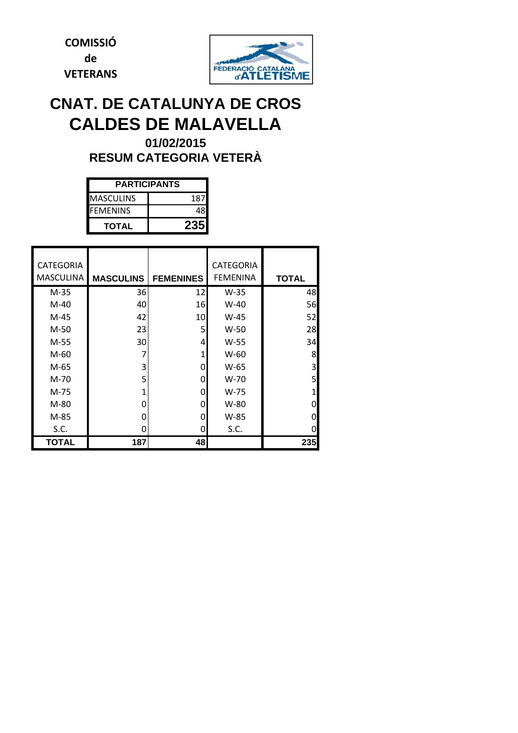**COMISSIÓ de VETERANS**

FEDERACIÓ CATALANA d'ATLETISME

# CNAT. DE CATALUNYA DE CROS
# CALDES DE MALAVELLA

### 01/02/2015

### RESUM CATEGORIA VETERÀ

| PARTICIPANTS | |
|---|---|
| MASCULINS | 187 |
| FEMENINS | 48 |
| **TOTAL** | **235** |

| CATEGORIA MASCULINA | MASCULINS | FEMENINES | CATEGORIA FEMENINA | TOTAL |
|---|---|---|---|---|
| M-35 | 36 | 12 | W-35 | 48 |
| M-40 | 40 | 16 | W-40 | 56 |
| M-45 | 42 | 10 | W-45 | 52 |
| M-50 | 23 | 5 | W-50 | 28 |
| M-55 | 30 | 4 | W-55 | 34 |
| M-60 | 7 | 1 | W-60 | 8 |
| M-65 | 3 | 0 | W-65 | 3 |
| M-70 | 5 | 0 | W-70 | 5 |
| M-75 | 1 | 0 | W-75 | 1 |
| M-80 | 0 | 0 | W-80 | 0 |
| M-85 | 0 | 0 | W-85 | 0 |
| S.C. | 0 | 0 | S.C. | 0 |
| **TOTAL** | **187** | **48** | | **235** |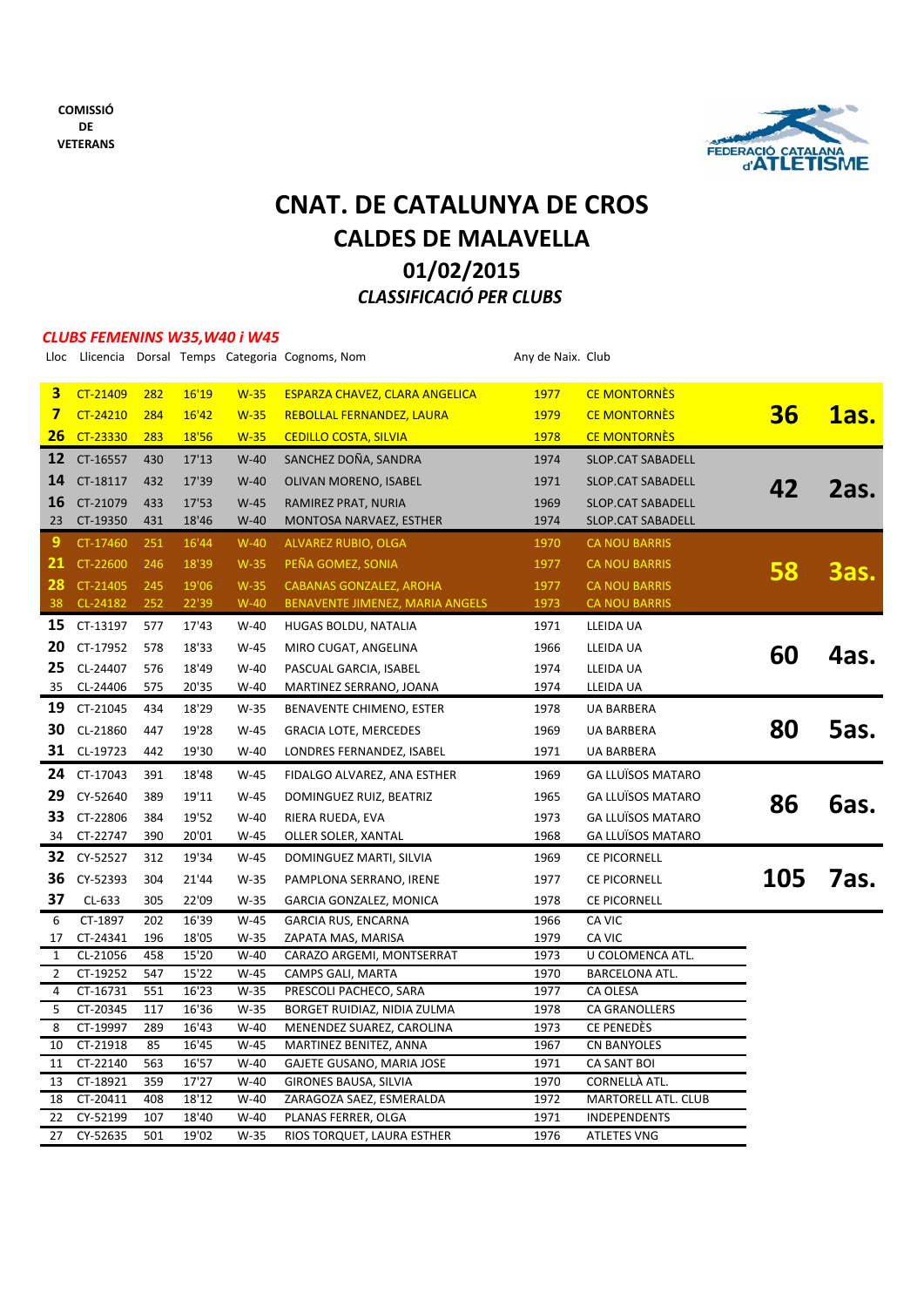COMISSIÓ
DE
VETERANS

FEDERACIÓ CATALANA d'ATLETISME

# CNAT. DE CATALUNYA DE CROS
## CALDES DE MALAVELLA
## 01/02/2015
### *CLASSIFICACIÓ PER CLUBS*

*CLUBS FEMENINS W35,W40 i W45*

| Lloc | Llicencia | Dorsal | Temps | Categoria | Cognoms, Nom | Any de Naix. | Club | | |
|---|---|---|---|---|---|---|---|---|---|
| **3** | CT-21409 | 282 | 16'19 | W-35 | ESPARZA CHAVEZ, CLARA ANGELICA | 1977 | CE MONTORNÈS | | |
| **7** | CT-24210 | 284 | 16'42 | W-35 | REBOLLAL FERNANDEZ, LAURA | 1979 | CE MONTORNÈS | **36** | **1as.** |
| **26** | CT-23330 | 283 | 18'56 | W-35 | CEDILLO COSTA, SILVIA | 1978 | CE MONTORNÈS | | |
| **12** | CT-16557 | 430 | 17'13 | W-40 | SANCHEZ DOÑA, SANDRA | 1974 | SLOP.CAT SABADELL | | |
| **14** | CT-18117 | 432 | 17'39 | W-40 | OLIVAN MORENO, ISABEL | 1971 | SLOP.CAT SABADELL | **42** | **2as.** |
| **16** | CT-21079 | 433 | 17'53 | W-45 | RAMIREZ PRAT, NURIA | 1969 | SLOP.CAT SABADELL | | |
| 23 | CT-19350 | 431 | 18'46 | W-40 | MONTOSA NARVAEZ, ESTHER | 1974 | SLOP.CAT SABADELL | | |
| **9** | CT-17460 | 251 | 16'44 | W-40 | ALVAREZ RUBIO, OLGA | 1970 | CA NOU BARRIS | | |
| **21** | CT-22600 | 246 | 18'39 | W-35 | PEÑA GOMEZ, SONIA | 1977 | CA NOU BARRIS | **58** | **3as.** |
| **28** | CT-21405 | 245 | 19'06 | W-35 | CABANAS GONZALEZ, AROHA | 1977 | CA NOU BARRIS | | |
| 38 | CL-24182 | 252 | 22'39 | W-40 | BENAVENTE JIMENEZ, MARIA ANGELS | 1973 | CA NOU BARRIS | | |
| **15** | CT-13197 | 577 | 17'43 | W-40 | HUGAS BOLDU, NATALIA | 1971 | LLEIDA UA | | |
| **20** | CT-17952 | 578 | 18'33 | W-45 | MIRO CUGAT, ANGELINA | 1966 | LLEIDA UA | **60** | **4as.** |
| **25** | CL-24407 | 576 | 18'49 | W-40 | PASCUAL GARCIA, ISABEL | 1974 | LLEIDA UA | | |
| 35 | CL-24406 | 575 | 20'35 | W-40 | MARTINEZ SERRANO, JOANA | 1974 | LLEIDA UA | | |
| **19** | CT-21045 | 434 | 18'29 | W-35 | BENAVENTE CHIMENO, ESTER | 1978 | UA BARBERA | | |
| **30** | CL-21860 | 447 | 19'28 | W-45 | GRACIA LOTE, MERCEDES | 1969 | UA BARBERA | **80** | **5as.** |
| **31** | CL-19723 | 442 | 19'30 | W-40 | LONDRES FERNANDEZ, ISABEL | 1971 | UA BARBERA | | |
| **24** | CT-17043 | 391 | 18'48 | W-45 | FIDALGO ALVAREZ, ANA ESTHER | 1969 | GA LLUÏSOS MATARO | | |
| **29** | CY-52640 | 389 | 19'11 | W-45 | DOMINGUEZ RUIZ, BEATRIZ | 1965 | GA LLUÏSOS MATARO | **86** | **6as.** |
| **33** | CT-22806 | 384 | 19'52 | W-40 | RIERA RUEDA, EVA | 1973 | GA LLUÏSOS MATARO | | |
| 34 | CT-22747 | 390 | 20'01 | W-45 | OLLER SOLER, XANTAL | 1968 | GA LLUÏSOS MATARO | | |
| **32** | CY-52527 | 312 | 19'34 | W-45 | DOMINGUEZ MARTI, SILVIA | 1969 | CE PICORNELL | | |
| **36** | CY-52393 | 304 | 21'44 | W-35 | PAMPLONA SERRANO, IRENE | 1977 | CE PICORNELL | **105** | **7as.** |
| **37** | CL-633 | 305 | 22'09 | W-35 | GARCIA GONZALEZ, MONICA | 1978 | CE PICORNELL | | |
| 6 | CT-1897 | 202 | 16'39 | W-45 | GARCIA RUS, ENCARNA | 1966 | CA VIC | | |
| 17 | CT-24341 | 196 | 18'05 | W-35 | ZAPATA MAS, MARISA | 1979 | CA VIC | | |
| 1 | CL-21056 | 458 | 15'20 | W-40 | CARAZO ARGEMI, MONTSERRAT | 1973 | U COLOMENCA ATL. | | |
| 2 | CT-19252 | 547 | 15'22 | W-45 | CAMPS GALI, MARTA | 1970 | BARCELONA ATL. | | |
| 4 | CT-16731 | 551 | 16'23 | W-35 | PRESCOLI PACHECO, SARA | 1977 | CA OLESA | | |
| 5 | CT-20345 | 117 | 16'36 | W-35 | BORGET RUIDIAZ, NIDIA ZULMA | 1978 | CA GRANOLLERS | | |
| 8 | CT-19997 | 289 | 16'43 | W-40 | MENENDEZ SUAREZ, CAROLINA | 1973 | CE PENEDÈS | | |
| 10 | CT-21918 | 85 | 16'45 | W-45 | MARTINEZ BENITEZ, ANNA | 1967 | CN BANYOLES | | |
| 11 | CT-22140 | 563 | 16'57 | W-40 | GAJETE GUSANO, MARIA JOSE | 1971 | CA SANT BOI | | |
| 13 | CT-18921 | 359 | 17'27 | W-40 | GIRONES BAUSA, SILVIA | 1970 | CORNELLÀ ATL. | | |
| 18 | CT-20411 | 408 | 18'12 | W-40 | ZARAGOZA SAEZ, ESMERALDA | 1972 | MARTORELL ATL. CLUB | | |
| 22 | CY-52199 | 107 | 18'40 | W-40 | PLANAS FERRER, OLGA | 1971 | INDEPENDENTS | | |
| 27 | CY-52635 | 501 | 19'02 | W-35 | RIOS TORQUET, LAURA ESTHER | 1976 | ATLETES VNG | | |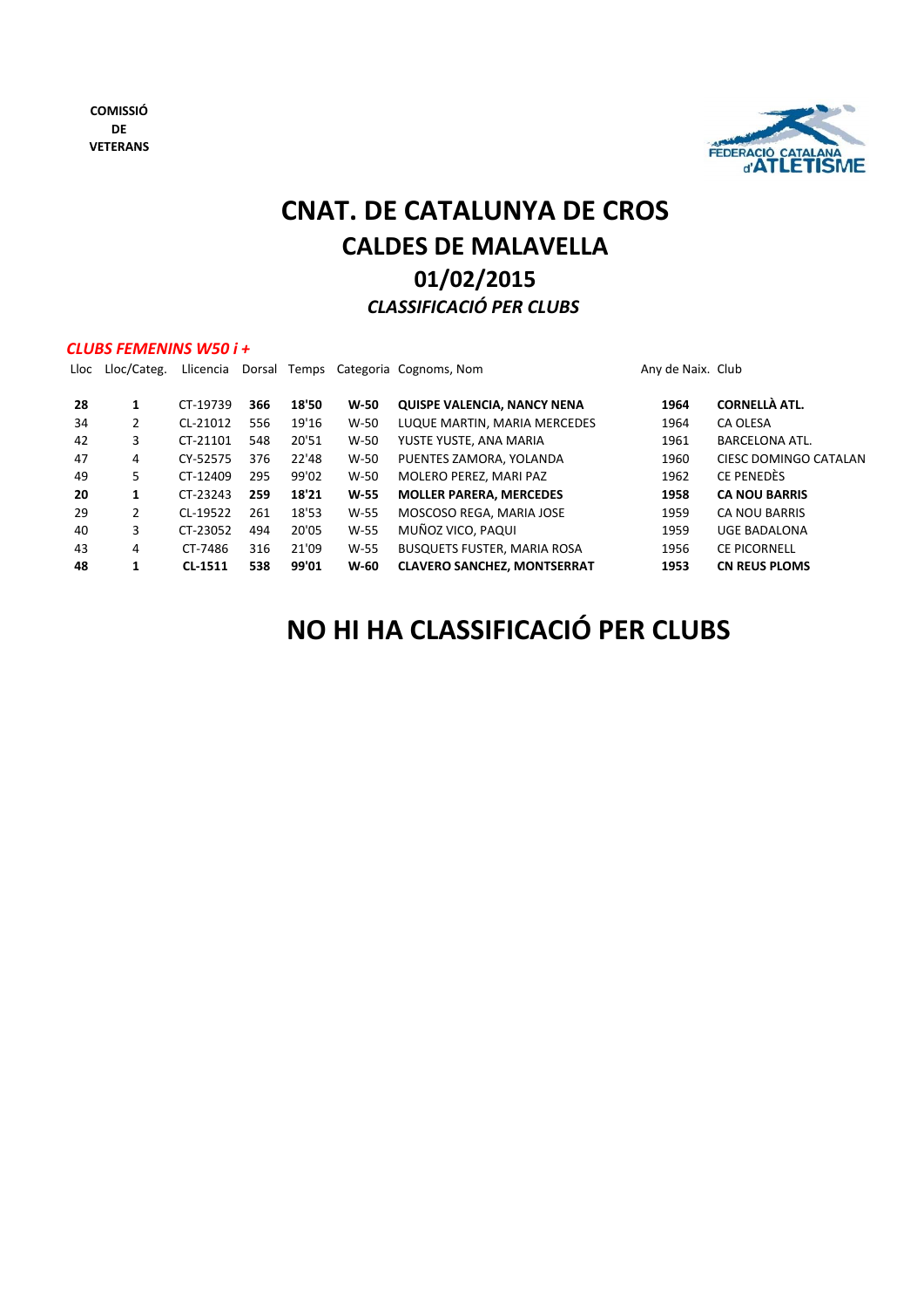**COMISSIÓ DE VETERANS**

# CNAT. DE CATALUNYA DE CROS
# CALDES DE MALAVELLA
# 01/02/2015
## *CLASSIFICACIÓ PER CLUBS*

### *CLUBS FEMENINS W50 i +*

| Lloc | Lloc/Categ. | Llicencia | Dorsal | Temps | Categoria | Cognoms, Nom | Any de Naix. | Club |
|---|---|---|---|---|---|---|---|---|
| **28** | **1** | CT-19739 | **366** | **18'50** | **W-50** | **QUISPE VALENCIA, NANCY NENA** | **1964** | **CORNELLÀ ATL.** |
| 34 | 2 | CL-21012 | 556 | 19'16 | W-50 | LUQUE MARTIN, MARIA MERCEDES | 1964 | CA OLESA |
| 42 | 3 | CT-21101 | 548 | 20'51 | W-50 | YUSTE YUSTE, ANA MARIA | 1961 | BARCELONA ATL. |
| 47 | 4 | CY-52575 | 376 | 22'48 | W-50 | PUENTES ZAMORA, YOLANDA | 1960 | CIESC DOMINGO CATALAN |
| 49 | 5 | CT-12409 | 295 | 99'02 | W-50 | MOLERO PEREZ, MARI PAZ | 1962 | CE PENEDÈS |
| **20** | **1** | CT-23243 | **259** | **18'21** | **W-55** | **MOLLER PARERA, MERCEDES** | **1958** | **CA NOU BARRIS** |
| 29 | 2 | CL-19522 | 261 | 18'53 | W-55 | MOSCOSO REGA, MARIA JOSE | 1959 | CA NOU BARRIS |
| 40 | 3 | CT-23052 | 494 | 20'05 | W-55 | MUÑOZ VICO, PAQUI | 1959 | UGE BADALONA |
| 43 | 4 | CT-7486 | 316 | 21'09 | W-55 | BUSQUETS FUSTER, MARIA ROSA | 1956 | CE PICORNELL |
| **48** | **1** | **CL-1511** | **538** | **99'01** | **W-60** | **CLAVERO SANCHEZ, MONTSERRAT** | **1953** | **CN REUS PLOMS** |

# NO HI HA CLASSIFICACIÓ PER CLUBS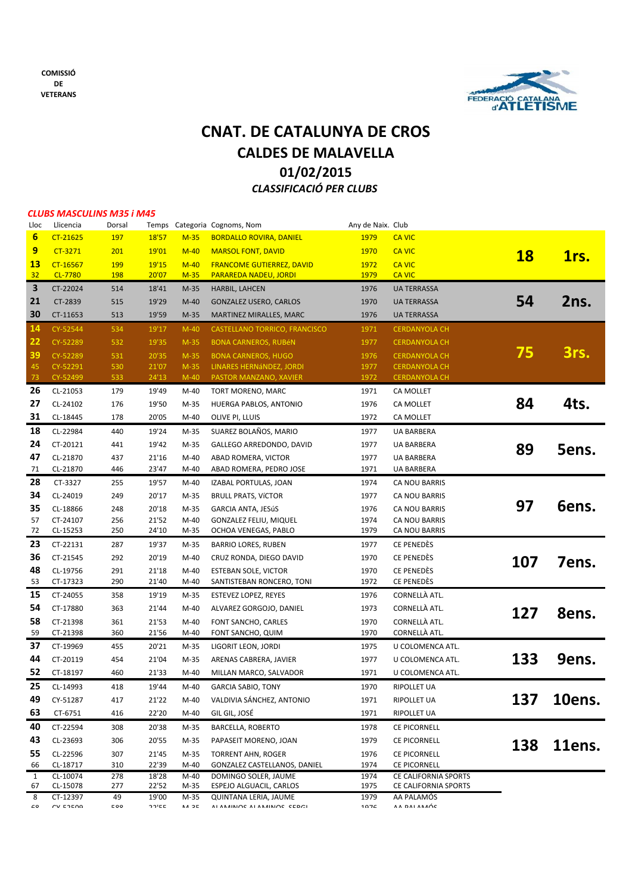COMISSIÓ
DE
VETERANS

FEDERACIÓ CATALANA d'ATLETISME

# CNAT. DE CATALUNYA DE CROS
## CALDES DE MALAVELLA
## 01/02/2015
### *CLASSIFICACIÓ PER CLUBS*

***CLUBS MASCULINS M35 i M45***

| Lloc | Llicencia | Dorsal | Temps | Categoria | Cognoms, Nom | Any de Naix. | Club | Punts | Classificació |
|---|---|---|---|---|---|---|---|---|---|
| 6 | CT-21625 | 197 | 18'57 | M-35 | BORDALLO ROVIRA, DANIEL | 1979 | CA VIC | 18 | 1rs. |
| 9 | CT-3271 | 201 | 19'01 | M-40 | MARSOL FONT, DAVID | 1970 | CA VIC | | |
| 13 | CT-16567 | 199 | 19'15 | M-40 | FRANCOME GUTIERREZ, DAVID | 1972 | CA VIC | | |
| 32 | CL-7780 | 198 | 20'07 | M-35 | PARAREDA NADEU, JORDI | 1979 | CA VIC | | |
| 3 | CT-22024 | 514 | 18'41 | M-35 | HARBIL, LAHCEN | 1976 | UA TERRASSA | 54 | 2ns. |
| 21 | CT-2839 | 515 | 19'29 | M-40 | GONZALEZ USERO, CARLOS | 1970 | UA TERRASSA | | |
| 30 | CT-11653 | 513 | 19'59 | M-35 | MARTINEZ MIRALLES, MARC | 1976 | UA TERRASSA | | |
| 14 | CY-52544 | 534 | 19'17 | M-40 | CASTELLANO TORRICO, FRANCISCO | 1971 | CERDANYOLA CH | 75 | 3rs. |
| 22 | CY-52289 | 532 | 19'35 | M-35 | BONA CARNEROS, RUBéN | 1977 | CERDANYOLA CH | | |
| 39 | CY-52289 | 531 | 20'35 | M-35 | BONA CARNEROS, HUGO | 1976 | CERDANYOLA CH | | |
| 45 | CY-52291 | 530 | 21'07 | M-35 | LINARES HERNáNDEZ, JORDI | 1977 | CERDANYOLA CH | | |
| 73 | CY-52499 | 533 | 24'13 | M-40 | PASTOR MANZANO, XAVIER | 1972 | CERDANYOLA CH | | |
| 26 | CL-21053 | 179 | 19'49 | M-40 | TORT MORENO, MARC | 1971 | CA MOLLET | 84 | 4ts. |
| 27 | CL-24102 | 176 | 19'50 | M-35 | HUERGA PABLOS, ANTONIO | 1976 | CA MOLLET | | |
| 31 | CL-18445 | 178 | 20'05 | M-40 | OLIVE PI, LLUIS | 1972 | CA MOLLET | | |
| 18 | CL-22984 | 440 | 19'24 | M-35 | SUAREZ BOLAÑOS, MARIO | 1977 | UA BARBERA | 89 | 5ens. |
| 24 | CT-20121 | 441 | 19'42 | M-35 | GALLEGO ARREDONDO, DAVID | 1977 | UA BARBERA | | |
| 47 | CL-21870 | 437 | 21'16 | M-40 | ABAD ROMERA, VICTOR | 1977 | UA BARBERA | | |
| 71 | CL-21870 | 446 | 23'47 | M-40 | ABAD ROMERA, PEDRO JOSE | 1971 | UA BARBERA | | |
| 28 | CT-3327 | 255 | 19'57 | M-40 | IZABAL PORTULAS, JOAN | 1974 | CA NOU BARRIS | 97 | 6ens. |
| 34 | CL-24019 | 249 | 20'17 | M-35 | BRULL PRATS, VíCTOR | 1977 | CA NOU BARRIS | | |
| 35 | CL-18866 | 248 | 20'18 | M-35 | GARCIA ANTA, JESúS | 1976 | CA NOU BARRIS | | |
| 57 | CT-24107 | 256 | 21'52 | M-40 | GONZALEZ FELIU, MIQUEL | 1974 | CA NOU BARRIS | | |
| 72 | CL-15253 | 250 | 24'10 | M-35 | OCHOA VENEGAS, PABLO | 1979 | CA NOU BARRIS | | |
| 23 | CT-22131 | 287 | 19'37 | M-35 | BARRIO LORES, RUBEN | 1977 | CE PENEDÈS | 107 | 7ens. |
| 36 | CT-21545 | 292 | 20'19 | M-40 | CRUZ RONDA, DIEGO DAVID | 1970 | CE PENEDÈS | | |
| 48 | CL-19756 | 291 | 21'18 | M-40 | ESTEBAN SOLE, VICTOR | 1970 | CE PENEDÈS | | |
| 53 | CT-17323 | 290 | 21'40 | M-40 | SANTISTEBAN RONCERO, TONI | 1972 | CE PENEDÈS | | |
| 15 | CT-24055 | 358 | 19'19 | M-35 | ESTEVEZ LOPEZ, REYES | 1976 | CORNELLÀ ATL. | 127 | 8ens. |
| 54 | CT-17880 | 363 | 21'44 | M-40 | ALVAREZ GORGOJO, DANIEL | 1973 | CORNELLÀ ATL. | | |
| 58 | CT-21398 | 361 | 21'53 | M-40 | FONT SANCHO, CARLES | 1970 | CORNELLÀ ATL. | | |
| 59 | CT-21398 | 360 | 21'56 | M-40 | FONT SANCHO, QUIM | 1970 | CORNELLÀ ATL. | | |
| 37 | CT-19969 | 455 | 20'21 | M-35 | LIGORIT LEON, JORDI | 1975 | U COLOMENCA ATL. | 133 | 9ens. |
| 44 | CT-20119 | 454 | 21'04 | M-35 | ARENAS CABRERA, JAVIER | 1977 | U COLOMENCA ATL. | | |
| 52 | CT-18197 | 460 | 21'33 | M-40 | MILLAN MARCO, SALVADOR | 1971 | U COLOMENCA ATL. | | |
| 25 | CL-14993 | 418 | 19'44 | M-40 | GARCIA SABIO, TONY | 1970 | RIPOLLET UA | 137 | 10ens. |
| 49 | CY-51287 | 417 | 21'22 | M-40 | VALDIVIA SÁNCHEZ, ANTONIO | 1971 | RIPOLLET UA | | |
| 63 | CT-6751 | 416 | 22'20 | M-40 | GIL GIL, JOSÉ | 1971 | RIPOLLET UA | | |
| 40 | CT-22594 | 308 | 20'38 | M-35 | BARCELLA, ROBERTO | 1978 | CE PICORNELL | 138 | 11ens. |
| 43 | CL-23693 | 306 | 20'55 | M-35 | PAPASEIT MORENO, JOAN | 1979 | CE PICORNELL | | |
| 55 | CL-22596 | 307 | 21'45 | M-35 | TORRENT AHN, ROGER | 1976 | CE PICORNELL | | |
| 66 | CL-18717 | 310 | 22'39 | M-40 | GONZALEZ CASTELLANOS, DANIEL | 1974 | CE PICORNELL | | |
| 1 | CL-10074 | 278 | 18'28 | M-40 | DOMINGO SOLER, JAUME | 1974 | CE CALIFORNIA SPORTS | | |
| 67 | CL-15078 | 277 | 22'52 | M-35 | ESPEJO ALGUACIL, CARLOS | 1975 | CE CALIFORNIA SPORTS | | |
| 8 | CT-12397 | 49 | 19'00 | M-35 | QUINTANA LERIA, JAUME | 1979 | AA PALAMÓS | | |
| 68 | CY-52509 | 588 | 22'55 | M-35 | ALAMINOS ALAMINOS, SERGI | 1976 | AA PALAMÓS | | |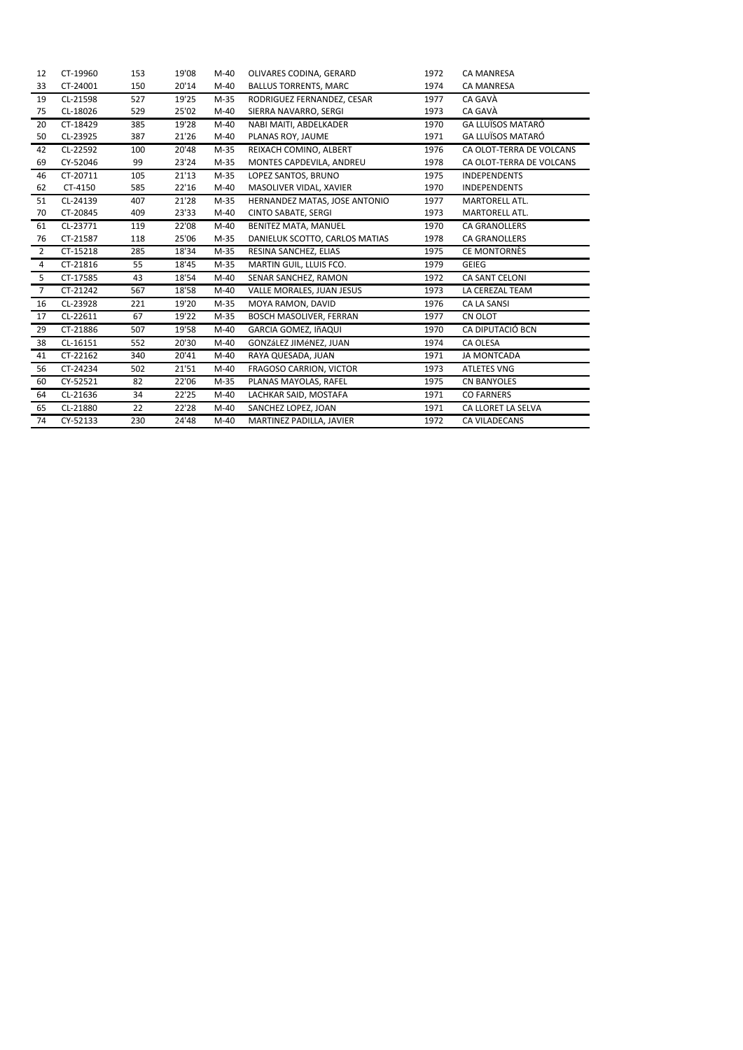| | | | | | | | |
|---|---|---|---|---|---|---|---|
| 12 | CT-19960 | 153 | 19'08 | M-40 | OLIVARES CODINA, GERARD | 1972 | CA MANRESA |
| 33 | CT-24001 | 150 | 20'14 | M-40 | BALLUS TORRENTS, MARC | 1974 | CA MANRESA |
| 19 | CL-21598 | 527 | 19'25 | M-35 | RODRIGUEZ FERNANDEZ, CESAR | 1977 | CA GAVÀ |
| 75 | CL-18026 | 529 | 25'02 | M-40 | SIERRA NAVARRO, SERGI | 1973 | CA GAVÀ |
| 20 | CT-18429 | 385 | 19'28 | M-40 | NABI MAITI, ABDELKADER | 1970 | GA LLUÏSOS MATARÓ |
| 50 | CL-23925 | 387 | 21'26 | M-40 | PLANAS ROY, JAUME | 1971 | GA LLUÏSOS MATARÓ |
| 42 | CL-22592 | 100 | 20'48 | M-35 | REIXACH COMINO, ALBERT | 1976 | CA OLOT-TERRA DE VOLCANS |
| 69 | CY-52046 | 99 | 23'24 | M-35 | MONTES CAPDEVILA, ANDREU | 1978 | CA OLOT-TERRA DE VOLCANS |
| 46 | CT-20711 | 105 | 21'13 | M-35 | LOPEZ SANTOS, BRUNO | 1975 | INDEPENDENTS |
| 62 | CT-4150 | 585 | 22'16 | M-40 | MASOLIVER VIDAL, XAVIER | 1970 | INDEPENDENTS |
| 51 | CL-24139 | 407 | 21'28 | M-35 | HERNANDEZ MATAS, JOSE ANTONIO | 1977 | MARTORELL ATL. |
| 70 | CT-20845 | 409 | 23'33 | M-40 | CINTO SABATE, SERGI | 1973 | MARTORELL ATL. |
| 61 | CL-23771 | 119 | 22'08 | M-40 | BENITEZ MATA, MANUEL | 1970 | CA GRANOLLERS |
| 76 | CT-21587 | 118 | 25'06 | M-35 | DANIELUK SCOTTO, CARLOS MATIAS | 1978 | CA GRANOLLERS |
| 2 | CT-15218 | 285 | 18'34 | M-35 | RESINA SANCHEZ, ELIAS | 1975 | CE MONTORNÈS |
| 4 | CT-21816 | 55 | 18'45 | M-35 | MARTIN GUIL, LLUIS FCO. | 1979 | GEIEG |
| 5 | CT-17585 | 43 | 18'54 | M-40 | SENAR SANCHEZ, RAMON | 1972 | CA SANT CELONI |
| 7 | CT-21242 | 567 | 18'58 | M-40 | VALLE MORALES, JUAN JESUS | 1973 | LA CEREZAL TEAM |
| 16 | CL-23928 | 221 | 19'20 | M-35 | MOYA RAMON, DAVID | 1976 | CA LA SANSI |
| 17 | CL-22611 | 67 | 19'22 | M-35 | BOSCH MASOLIVER, FERRAN | 1977 | CN OLOT |
| 29 | CT-21886 | 507 | 19'58 | M-40 | GARCIA GOMEZ, IñAQUI | 1970 | CA DIPUTACIÓ BCN |
| 38 | CL-16151 | 552 | 20'30 | M-40 | GONZáLEZ JIMéNEZ, JUAN | 1974 | CA OLESA |
| 41 | CT-22162 | 340 | 20'41 | M-40 | RAYA QUESADA, JUAN | 1971 | JA MONTCADA |
| 56 | CT-24234 | 502 | 21'51 | M-40 | FRAGOSO CARRION, VICTOR | 1973 | ATLETES VNG |
| 60 | CY-52521 | 82 | 22'06 | M-35 | PLANAS MAYOLAS, RAFEL | 1975 | CN BANYOLES |
| 64 | CL-21636 | 34 | 22'25 | M-40 | LACHKAR SAID, MOSTAFA | 1971 | CO FARNERS |
| 65 | CL-21880 | 22 | 22'28 | M-40 | SANCHEZ LOPEZ, JOAN | 1971 | CA LLORET LA SELVA |
| 74 | CY-52133 | 230 | 24'48 | M-40 | MARTINEZ PADILLA, JAVIER | 1972 | CA VILADECANS |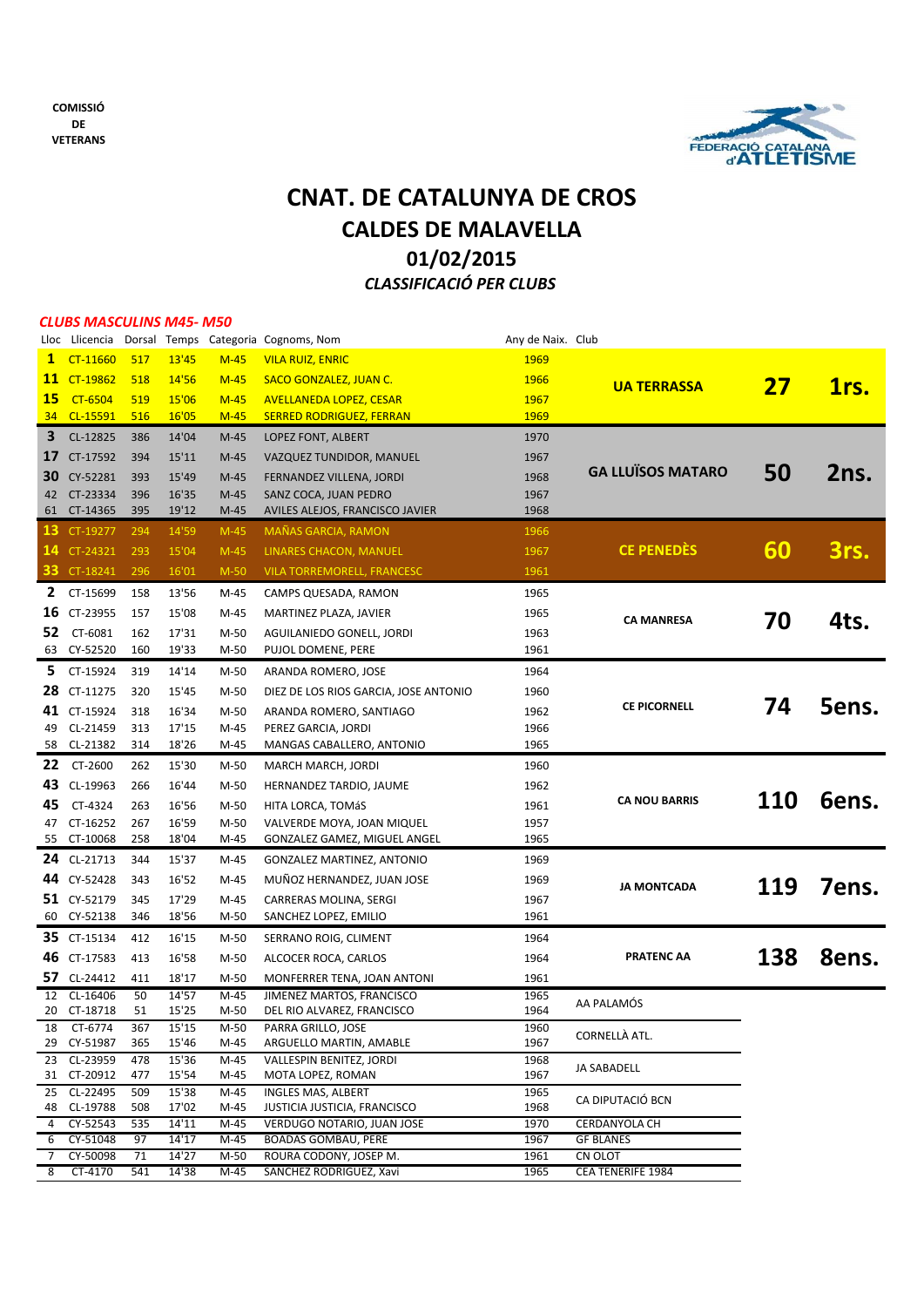COMISSIÓ DE VETERANS

FEDERACIÓ CATALANA d'ATLETISME

# CNAT. DE CATALUNYA DE CROS

## CALDES DE MALAVELLA

## 01/02/2015

### *CLASSIFICACIÓ PER CLUBS*

***CLUBS MASCULINS M45- M50***

| Lloc | Llicencia | Dorsal | Temps | Categoria | Cognoms, Nom | Any de Naix. | Club | Punts | Classificació |
|---|---|---|---|---|---|---|---|---|---|
| **1** | CT-11660 | 517 | 13'45 | M-45 | VILA RUIZ, ENRIC | 1969 | **UA TERRASSA** | **27** | **1rs.** |
| **11** | CT-19862 | 518 | 14'56 | M-45 | SACO GONZALEZ, JUAN C. | 1966 | | | |
| **15** | CT-6504 | 519 | 15'06 | M-45 | AVELLANEDA LOPEZ, CESAR | 1967 | | | |
| 34 | CL-15591 | 516 | 16'05 | M-45 | SERRED RODRIGUEZ, FERRAN | 1969 | | | |
| **3** | CL-12825 | 386 | 14'04 | M-45 | LOPEZ FONT, ALBERT | 1970 | **GA LLUÏSOS MATARO** | **50** | **2ns.** |
| **17** | CT-17592 | 394 | 15'11 | M-45 | VAZQUEZ TUNDIDOR, MANUEL | 1967 | | | |
| **30** | CY-52281 | 393 | 15'49 | M-45 | FERNANDEZ VILLENA, JORDI | 1968 | | | |
| 42 | CT-23334 | 396 | 16'35 | M-45 | SANZ COCA, JUAN PEDRO | 1967 | | | |
| 61 | CT-14365 | 395 | 19'12 | M-45 | AVILES ALEJOS, FRANCISCO JAVIER | 1968 | | | |
| **13** | CT-19277 | 294 | 14'59 | M-45 | MAÑAS GARCIA, RAMON | 1966 | **CE PENEDÈS** | **60** | **3rs.** |
| **14** | CT-24321 | 293 | 15'04 | M-45 | LINARES CHACON, MANUEL | 1967 | | | |
| **33** | CT-18241 | 296 | 16'01 | M-50 | VILA TORREMORELL, FRANCESC | 1961 | | | |
| **2** | CT-15699 | 158 | 13'56 | M-45 | CAMPS QUESADA, RAMON | 1965 | **CA MANRESA** | **70** | **4ts.** |
| **16** | CT-23955 | 157 | 15'08 | M-45 | MARTINEZ PLAZA, JAVIER | 1965 | | | |
| **52** | CT-6081 | 162 | 17'31 | M-50 | AGUILANIEDO GONELL, JORDI | 1963 | | | |
| 63 | CY-52520 | 160 | 19'33 | M-50 | PUJOL DOMENE, PERE | 1961 | | | |
| **5** | CT-15924 | 319 | 14'14 | M-50 | ARANDA ROMERO, JOSE | 1964 | **CE PICORNELL** | **74** | **5ens.** |
| **28** | CT-11275 | 320 | 15'45 | M-50 | DIEZ DE LOS RIOS GARCIA, JOSE ANTONIO | 1960 | | | |
| **41** | CT-15924 | 318 | 16'34 | M-50 | ARANDA ROMERO, SANTIAGO | 1962 | | | |
| 49 | CL-21459 | 313 | 17'15 | M-45 | PEREZ GARCIA, JORDI | 1966 | | | |
| 58 | CL-21382 | 314 | 18'26 | M-45 | MANGAS CABALLERO, ANTONIO | 1965 | | | |
| **22** | CT-2600 | 262 | 15'30 | M-50 | MARCH MARCH, JORDI | 1960 | **CA NOU BARRIS** | **110** | **6ens.** |
| **43** | CL-19963 | 266 | 16'44 | M-50 | HERNANDEZ TARDIO, JAUME | 1962 | | | |
| **45** | CT-4324 | 263 | 16'56 | M-50 | HITA LORCA, TOMáS | 1961 | | | |
| 47 | CT-16252 | 267 | 16'59 | M-50 | VALVERDE MOYA, JOAN MIQUEL | 1957 | | | |
| 55 | CT-10068 | 258 | 18'04 | M-45 | GONZALEZ GAMEZ, MIGUEL ANGEL | 1965 | | | |
| **24** | CL-21713 | 344 | 15'37 | M-45 | GONZALEZ MARTINEZ, ANTONIO | 1969 | **JA MONTCADA** | **119** | **7ens.** |
| **44** | CY-52428 | 343 | 16'52 | M-45 | MUÑOZ HERNANDEZ, JUAN JOSE | 1969 | | | |
| **51** | CY-52179 | 345 | 17'29 | M-45 | CARRERAS MOLINA, SERGI | 1967 | | | |
| 60 | CY-52138 | 346 | 18'56 | M-50 | SANCHEZ LOPEZ, EMILIO | 1961 | | | |
| **35** | CT-15134 | 412 | 16'15 | M-50 | SERRANO ROIG, CLIMENT | 1964 | **PRATENC AA** | **138** | **8ens.** |
| **46** | CT-17583 | 413 | 16'58 | M-50 | ALCOCER ROCA, CARLOS | 1964 | | | |
| **57** | CL-24412 | 411 | 18'17 | M-50 | MONFERRER TENA, JOAN ANTONI | 1961 | | | |
| 12 | CL-16406 | 50 | 14'57 | M-45 | JIMENEZ MARTOS, FRANCISCO | 1965 | AA PALAMÓS | | |
| 20 | CT-18718 | 51 | 15'25 | M-50 | DEL RIO ALVAREZ, FRANCISCO | 1964 | | | |
| 18 | CT-6774 | 367 | 15'15 | M-50 | PARRA GRILLO, JOSE | 1960 | CORNELLÀ ATL. | | |
| 29 | CY-51987 | 365 | 15'46 | M-45 | ARGUELLO MARTIN, AMABLE | 1967 | | | |
| 23 | CL-23959 | 478 | 15'36 | M-45 | VALLESPIN BENITEZ, JORDI | 1968 | JA SABADELL | | |
| 31 | CT-20912 | 477 | 15'54 | M-45 | MOTA LOPEZ, ROMAN | 1967 | | | |
| 25 | CL-22495 | 509 | 15'38 | M-45 | INGLES MAS, ALBERT | 1965 | CA DIPUTACIÓ BCN | | |
| 48 | CL-19788 | 508 | 17'02 | M-45 | JUSTICIA JUSTICIA, FRANCISCO | 1968 | | | |
| 4 | CY-52543 | 535 | 14'11 | M-45 | VERDUGO NOTARIO, JUAN JOSE | 1970 | CERDANYOLA CH | | |
| 6 | CY-51048 | 97 | 14'17 | M-45 | BOADAS GOMBAU, PERE | 1967 | GF BLANES | | |
| 7 | CY-50098 | 71 | 14'27 | M-50 | ROURA CODONY, JOSEP M. | 1961 | CN OLOT | | |
| 8 | CT-4170 | 541 | 14'38 | M-45 | SANCHEZ RODRIGUEZ, Xavi | 1965 | CEA TENERIFE 1984 | | |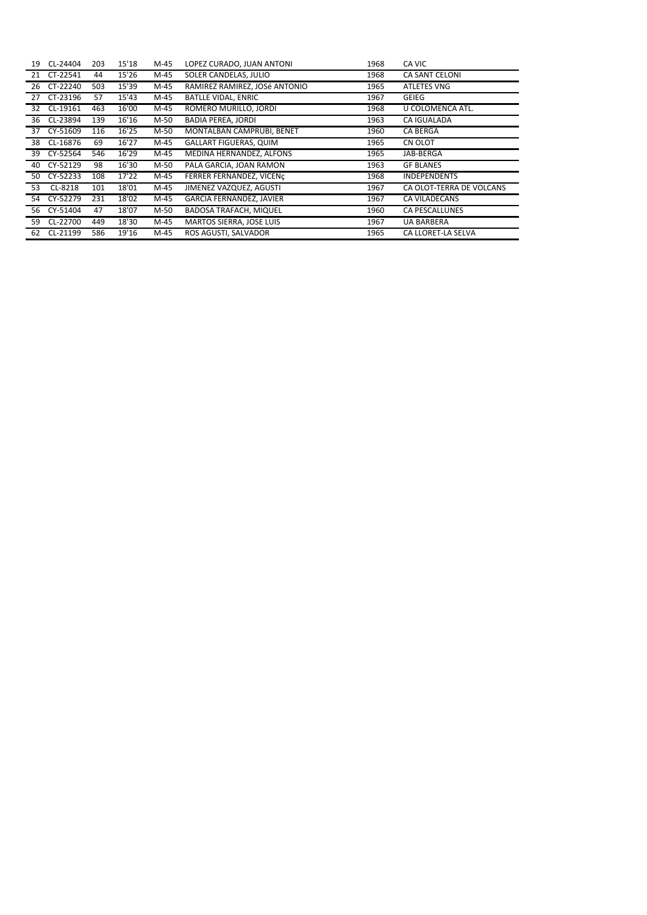| | | | | | | | |
|---|---|---|---|---|---|---|---|
| 19 | CL-24404 | 203 | 15'18 | M-45 | LOPEZ CURADO, JUAN ANTONI | 1968 | CA VIC |
| 21 | CT-22541 | 44 | 15'26 | M-45 | SOLER CANDELAS, JULIO | 1968 | CA SANT CELONI |
| 26 | CT-22240 | 503 | 15'39 | M-45 | RAMIREZ RAMIREZ, JOSé ANTONIO | 1965 | ATLETES VNG |
| 27 | CT-23196 | 57 | 15'43 | M-45 | BATLLE VIDAL, ENRIC | 1967 | GEIEG |
| 32 | CL-19161 | 463 | 16'00 | M-45 | ROMERO MURILLO, JORDI | 1968 | U COLOMENCA ATL. |
| 36 | CL-23894 | 139 | 16'16 | M-50 | BADIA PEREA, JORDI | 1963 | CA IGUALADA |
| 37 | CY-51609 | 116 | 16'25 | M-50 | MONTALBAN CAMPRUBI, BENET | 1960 | CA BERGA |
| 38 | CL-16876 | 69 | 16'27 | M-45 | GALLART FIGUERAS, QUIM | 1965 | CN OLOT |
| 39 | CY-52564 | 546 | 16'29 | M-45 | MEDINA HERNANDEZ, ALFONS | 1965 | JAB-BERGA |
| 40 | CY-52129 | 98 | 16'30 | M-50 | PALA GARCIA, JOAN RAMON | 1963 | GF BLANES |
| 50 | CY-52233 | 108 | 17'22 | M-45 | FERRER FERNANDEZ, VICENç | 1968 | INDEPENDENTS |
| 53 | CL-8218 | 101 | 18'01 | M-45 | JIMENEZ VAZQUEZ, AGUSTI | 1967 | CA OLOT-TERRA DE VOLCANS |
| 54 | CY-52279 | 231 | 18'02 | M-45 | GARCIA FERNANDEZ, JAVIER | 1967 | CA VILADECANS |
| 56 | CY-51404 | 47 | 18'07 | M-50 | BADOSA TRAFACH, MIQUEL | 1960 | CA PESCALLUNES |
| 59 | CL-22700 | 449 | 18'30 | M-45 | MARTOS SIERRA, JOSE LUIS | 1967 | UA BARBERA |
| 62 | CL-21199 | 586 | 19'16 | M-45 | ROS AGUSTI, SALVADOR | 1965 | CA LLORET-LA SELVA |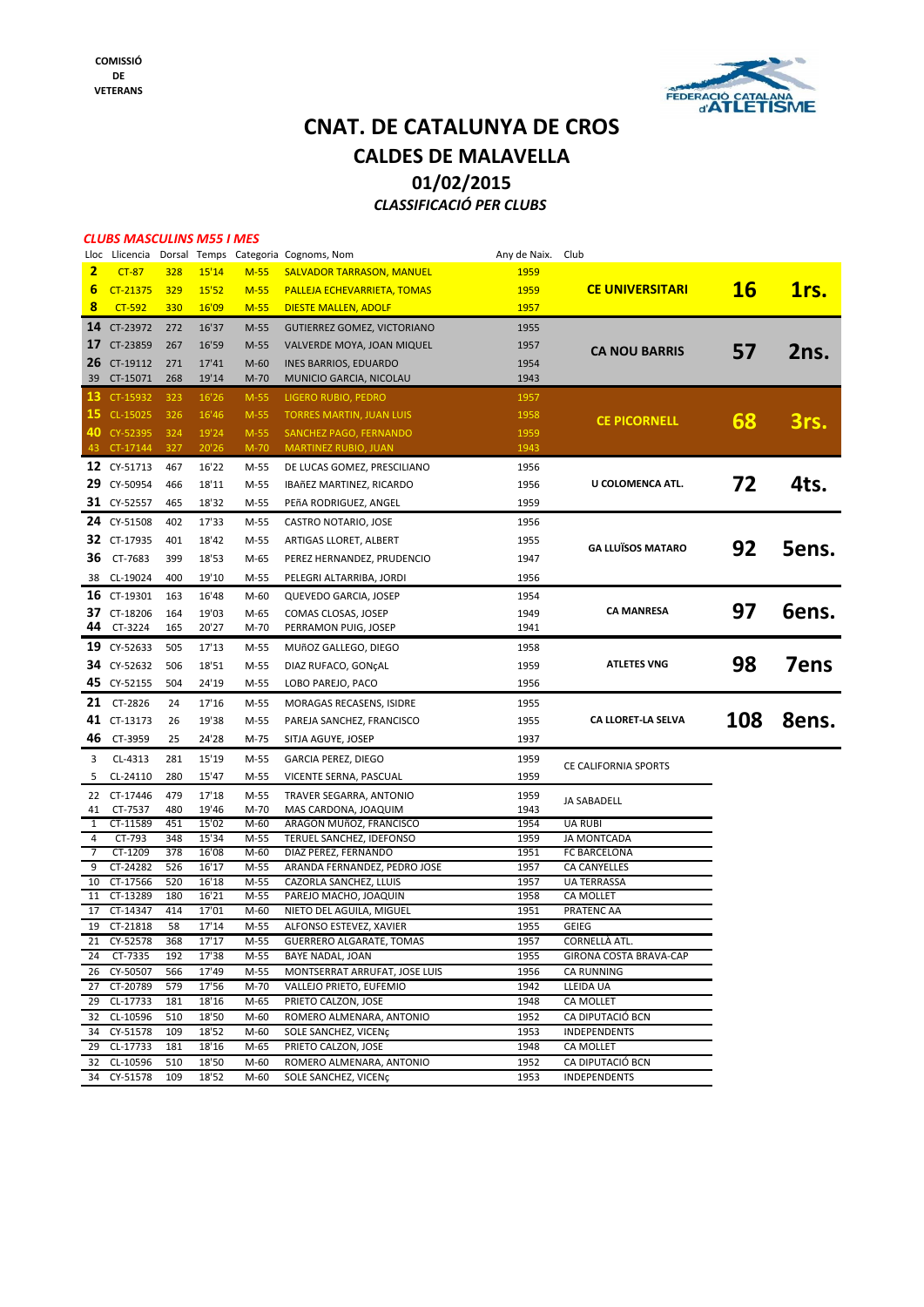COMISSIÓ
DE
VETERANS

# CNAT. DE CATALUNYA DE CROS

## CALDES DE MALAVELLA

## 01/02/2015

### *CLASSIFICACIÓ PER CLUBS*

***CLUBS MASCULINS M55 I MES***

| Lloc | Llicencia | Dorsal | Temps | Categoria | Cognoms, Nom | Any de Naix. | Club | | |
|---|---|---|---|---|---|---|---|---|---|
| 2 | CT-87 | 328 | 15'14 | M-55 | SALVADOR TARRASON, MANUEL | 1959 | CE UNIVERSITARI | 16 | 1rs. |
| 6 | CT-21375 | 329 | 15'52 | M-55 | PALLEJA ECHEVARRIETA, TOMAS | 1959 | | | |
| 8 | CT-592 | 330 | 16'09 | M-55 | DIESTE MALLEN, ADOLF | 1957 | | | |
| 14 | CT-23972 | 272 | 16'37 | M-55 | GUTIERREZ GOMEZ, VICTORIANO | 1955 | CA NOU BARRIS | 57 | 2ns. |
| 17 | CT-23859 | 267 | 16'59 | M-55 | VALVERDE MOYA, JOAN MIQUEL | 1957 | | | |
| 26 | CT-19112 | 271 | 17'41 | M-60 | INES BARRIOS, EDUARDO | 1954 | | | |
| 39 | CT-15071 | 268 | 19'14 | M-70 | MUNICIO GARCIA, NICOLAU | 1943 | | | |
| 13 | CT-15932 | 323 | 16'26 | M-55 | LIGERO RUBIO, PEDRO | 1957 | CE PICORNELL | 68 | 3rs. |
| 15 | CL-15025 | 326 | 16'46 | M-55 | TORRES MARTIN, JUAN LUIS | 1958 | | | |
| 40 | CY-52395 | 324 | 19'24 | M-55 | SANCHEZ PAGO, FERNANDO | 1959 | | | |
| 43 | CT-17144 | 327 | 20'26 | M-70 | MARTINEZ RUBIO, JUAN | 1943 | | | |
| 12 | CY-51713 | 467 | 16'22 | M-55 | DE LUCAS GOMEZ, PRESCILIANO | 1956 | U COLOMENCA ATL. | 72 | 4ts. |
| 29 | CY-50954 | 466 | 18'11 | M-55 | IBAñEZ MARTINEZ, RICARDO | 1956 | | | |
| 31 | CY-52557 | 465 | 18'32 | M-55 | PEñA RODRIGUEZ, ANGEL | 1959 | | | |
| 24 | CY-51508 | 402 | 17'33 | M-55 | CASTRO NOTARIO, JOSE | 1956 | GA LLUÏSOS MATARO | 92 | 5ens. |
| 32 | CT-17935 | 401 | 18'42 | M-55 | ARTIGAS LLORET, ALBERT | 1955 | | | |
| 36 | CT-7683 | 399 | 18'53 | M-65 | PEREZ HERNANDEZ, PRUDENCIO | 1947 | | | |
| 38 | CL-19024 | 400 | 19'10 | M-55 | PELEGRI ALTARRIBA, JORDI | 1956 | | | |
| 16 | CT-19301 | 163 | 16'48 | M-60 | QUEVEDO GARCIA, JOSEP | 1954 | CA MANRESA | 97 | 6ens. |
| 37 | CT-18206 | 164 | 19'03 | M-65 | COMAS CLOSAS, JOSEP | 1949 | | | |
| 44 | CT-3224 | 165 | 20'27 | M-70 | PERRAMON PUIG, JOSEP | 1941 | | | |
| 19 | CY-52633 | 505 | 17'13 | M-55 | MUñOZ GALLEGO, DIEGO | 1958 | ATLETES VNG | 98 | 7ens |
| 34 | CY-52632 | 506 | 18'51 | M-55 | DIAZ RUFACO, GONçAL | 1959 | | | |
| 45 | CY-52155 | 504 | 24'19 | M-55 | LOBO PAREJO, PACO | 1956 | | | |
| 21 | CT-2826 | 24 | 17'16 | M-55 | MORAGAS RECASENS, ISIDRE | 1955 | CA LLORET-LA SELVA | 108 | 8ens. |
| 41 | CT-13173 | 26 | 19'38 | M-55 | PAREJA SANCHEZ, FRANCISCO | 1955 | | | |
| 46 | CT-3959 | 25 | 24'28 | M-75 | SITJA AGUYE, JOSEP | 1937 | | | |
| 3 | CL-4313 | 281 | 15'19 | M-55 | GARCIA PEREZ, DIEGO | 1959 | CE CALIFORNIA SPORTS | | |
| 5 | CL-24110 | 280 | 15'47 | M-55 | VICENTE SERNA, PASCUAL | 1959 | | | |
| 22 | CT-17446 | 479 | 17'18 | M-55 | TRAVER SEGARRA, ANTONIO | 1959 | JA SABADELL | | |
| 41 | CT-7537 | 480 | 19'46 | M-70 | MAS CARDONA, JOAQUIM | 1943 | | | |
| 1 | CT-11589 | 451 | 15'02 | M-60 | ARAGON MUñOZ, FRANCISCO | 1954 | UA RUBI | | |
| 4 | CT-793 | 348 | 15'34 | M-55 | TERUEL SANCHEZ, IDEFONSO | 1959 | JA MONTCADA | | |
| 7 | CT-1209 | 378 | 16'08 | M-60 | DIAZ PEREZ, FERNANDO | 1951 | FC BARCELONA | | |
| 9 | CT-24282 | 526 | 16'17 | M-55 | ARANDA FERNANDEZ, PEDRO JOSE | 1957 | CA CANYELLES | | |
| 10 | CT-17566 | 520 | 16'18 | M-55 | CAZORLA SANCHEZ, LLUIS | 1957 | UA TERRASSA | | |
| 11 | CT-13289 | 180 | 16'21 | M-55 | PAREJO MACHO, JOAQUIN | 1958 | CA MOLLET | | |
| 17 | CT-14347 | 414 | 17'01 | M-60 | NIETO DEL AGUILA, MIGUEL | 1951 | PRATENC AA | | |
| 19 | CT-21818 | 58 | 17'14 | M-55 | ALFONSO ESTEVEZ, XAVIER | 1955 | GEIEG | | |
| 21 | CY-52578 | 368 | 17'17 | M-55 | GUERRERO ALGARATE, TOMAS | 1957 | CORNELLÀ ATL. | | |
| 24 | CT-7335 | 192 | 17'38 | M-55 | BAYE NADAL, JOAN | 1955 | GIRONA COSTA BRAVA-CAP | | |
| 26 | CY-50507 | 566 | 17'49 | M-55 | MONTSERRAT ARRUFAT, JOSE LUIS | 1956 | CA RUNNING | | |
| 27 | CT-20789 | 579 | 17'56 | M-70 | VALLEJO PRIETO, EUFEMIO | 1942 | LLEIDA UA | | |
| 29 | CL-17733 | 181 | 18'16 | M-65 | PRIETO CALZON, JOSE | 1948 | CA MOLLET | | |
| 32 | CL-10596 | 510 | 18'50 | M-60 | ROMERO ALMENARA, ANTONIO | 1952 | CA DIPUTACIÓ BCN | | |
| 34 | CY-51578 | 109 | 18'52 | M-60 | SOLE SANCHEZ, VICENç | 1953 | INDEPENDENTS | | |
| 29 | CL-17733 | 181 | 18'16 | M-65 | PRIETO CALZON, JOSE | 1948 | CA MOLLET | | |
| 32 | CL-10596 | 510 | 18'50 | M-60 | ROMERO ALMENARA, ANTONIO | 1952 | CA DIPUTACIÓ BCN | | |
| 34 | CY-51578 | 109 | 18'52 | M-60 | SOLE SANCHEZ, VICENç | 1953 | INDEPENDENTS | | |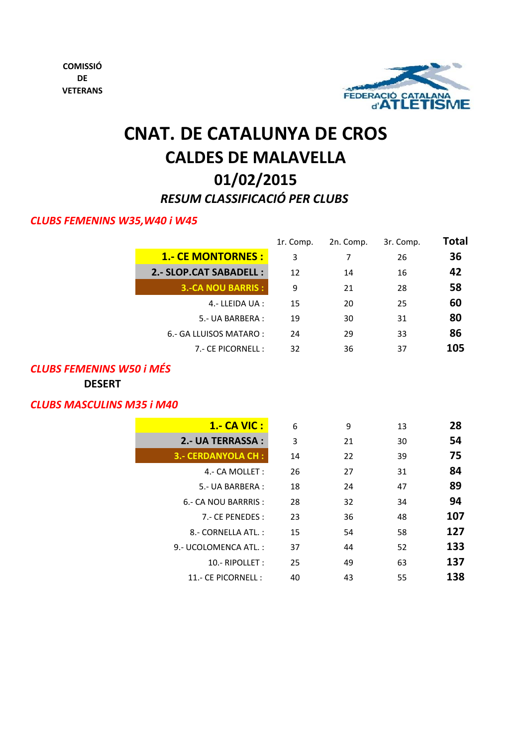COMISSIÓ
DE
VETERANS

FEDERACIÓ CATALANA d'ATLETISME

# CNAT. DE CATALUNYA DE CROS

## CALDES DE MALAVELLA

## 01/02/2015

### *RESUM CLASSIFICACIÓ PER CLUBS*

***CLUBS FEMENINS W35,W40 i W45***

| | 1r. Comp. | 2n. Comp. | 3r. Comp. | Total |
|---|---|---|---|---|
| **1.- CE MONTORNES :** | 3 | 7 | 26 | **36** |
| **2.- SLOP.CAT SABADELL :** | 12 | 14 | 16 | **42** |
| **3.-CA NOU BARRIS :** | 9 | 21 | 28 | **58** |
| 4.- LLEIDA UA : | 15 | 20 | 25 | **60** |
| 5.- UA BARBERA : | 19 | 30 | 31 | **80** |
| 6.- GA LLUISOS MATARO : | 24 | 29 | 33 | **86** |
| 7.- CE PICORNELL : | 32 | 36 | 37 | **105** |

***CLUBS FEMENINS W50 i MÉS***

**DESERT**

***CLUBS MASCULINS M35 i M40***

| | 1r. Comp. | 2n. Comp. | 3r. Comp. | Total |
|---|---|---|---|---|
| **1.- CA VIC :** | 6 | 9 | 13 | **28** |
| **2.- UA TERRASSA :** | 3 | 21 | 30 | **54** |
| **3.- CERDANYOLA CH :** | 14 | 22 | 39 | **75** |
| 4.- CA MOLLET : | 26 | 27 | 31 | **84** |
| 5.- UA BARBERA : | 18 | 24 | 47 | **89** |
| 6.- CA NOU BARRRIS : | 28 | 32 | 34 | **94** |
| 7.- CE PENEDES : | 23 | 36 | 48 | **107** |
| 8.- CORNELLA ATL. : | 15 | 54 | 58 | **127** |
| 9.- UCOLOMENCA ATL. : | 37 | 44 | 52 | **133** |
| 10.- RIPOLLET : | 25 | 49 | 63 | **137** |
| 11.- CE PICORNELL : | 40 | 43 | 55 | **138** |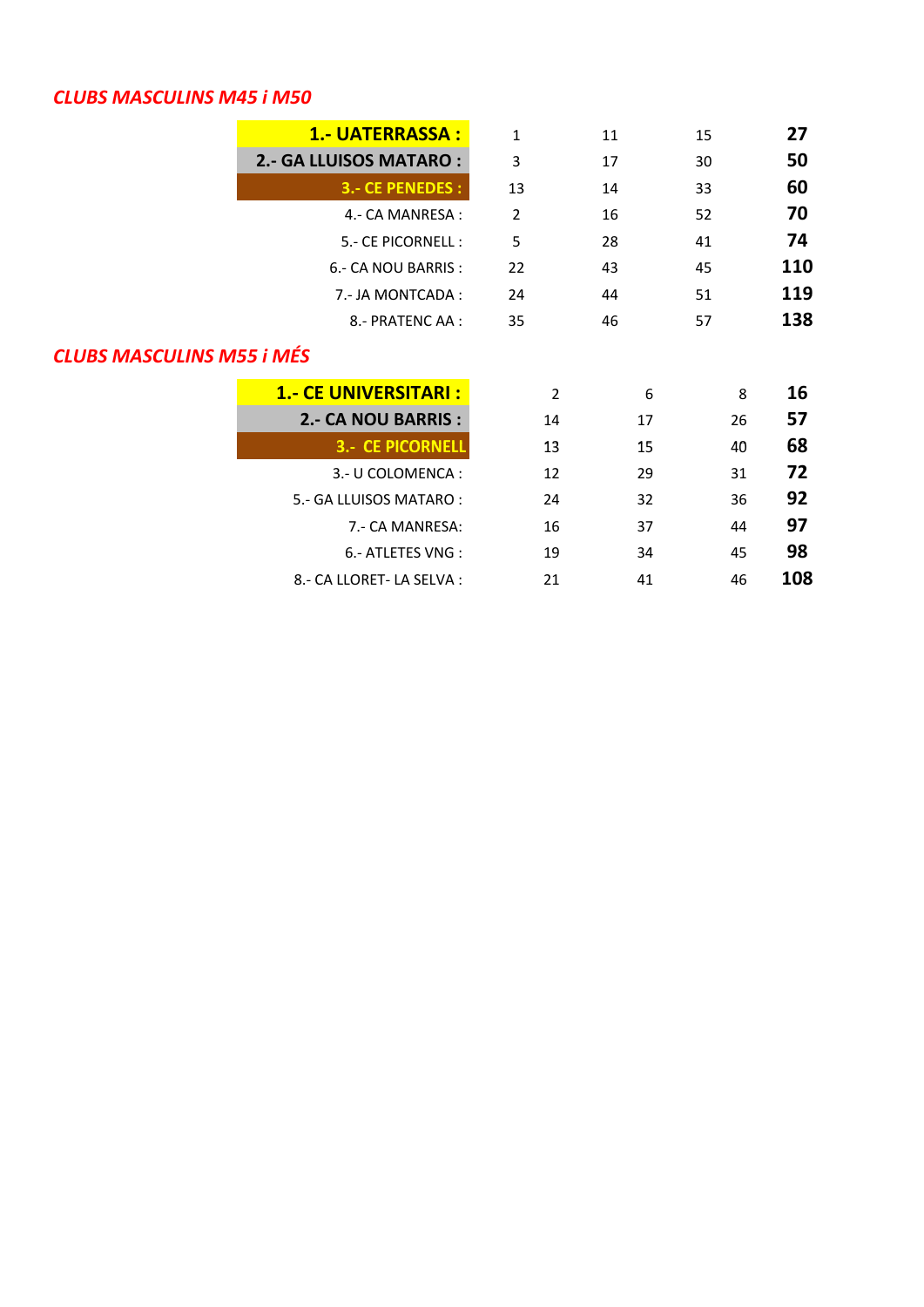*CLUBS MASCULINS M45 i M50*

| | | | | |
|---|---|---|---|---|
| **1.- UATERRASSA :** | 1 | 11 | 15 | **27** |
| **2.- GA LLUISOS MATARO :** | 3 | 17 | 30 | **50** |
| **3.- CE PENEDES :** | 13 | 14 | 33 | **60** |
| 4.- CA MANRESA : | 2 | 16 | 52 | **70** |
| 5.- CE PICORNELL : | 5 | 28 | 41 | **74** |
| 6.- CA NOU BARRIS : | 22 | 43 | 45 | **110** |
| 7.- JA MONTCADA : | 24 | 44 | 51 | **119** |
| 8.- PRATENC AA : | 35 | 46 | 57 | **138** |

*CLUBS MASCULINS M55 i MÉS*

| | | | | |
|---|---|---|---|---|
| **1.- CE UNIVERSITARI :** | 2 | 6 | 8 | **16** |
| **2.- CA NOU BARRIS :** | 14 | 17 | 26 | **57** |
| **3.- CE PICORNELL** | 13 | 15 | 40 | **68** |
| 3.- U COLOMENCA : | 12 | 29 | 31 | **72** |
| 5.- GA LLUISOS MATARO : | 24 | 32 | 36 | **92** |
| 7.- CA MANRESA: | 16 | 37 | 44 | **97** |
| 6.- ATLETES VNG : | 19 | 34 | 45 | **98** |
| 8.- CA LLORET- LA SELVA : | 21 | 41 | 46 | **108** |